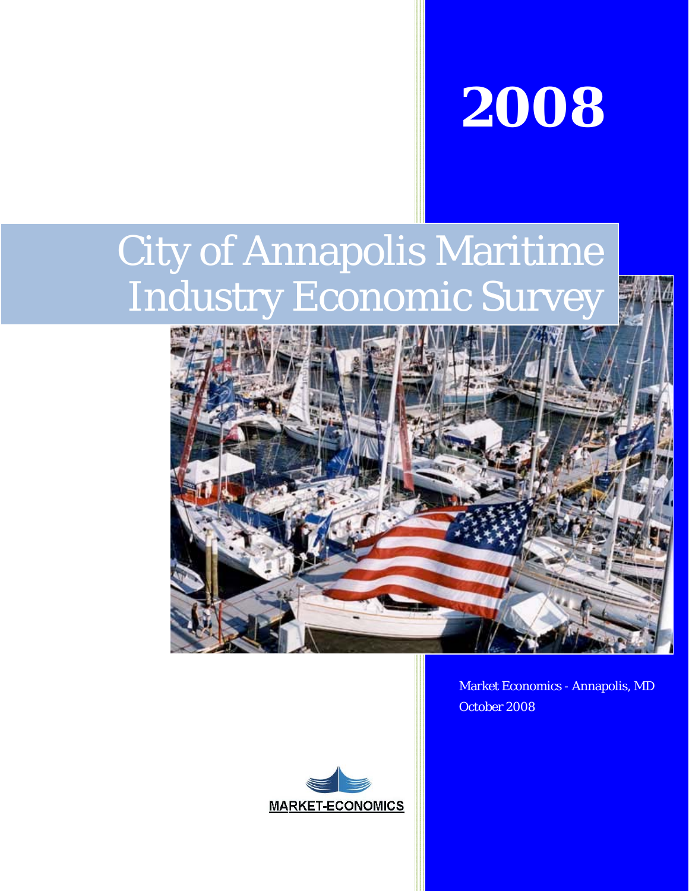# 2008

# City of Annapolis Maritime Industry Economic Survey

Market Economics - Annapolis, MD
October 2008

MARKET-ECONOMICS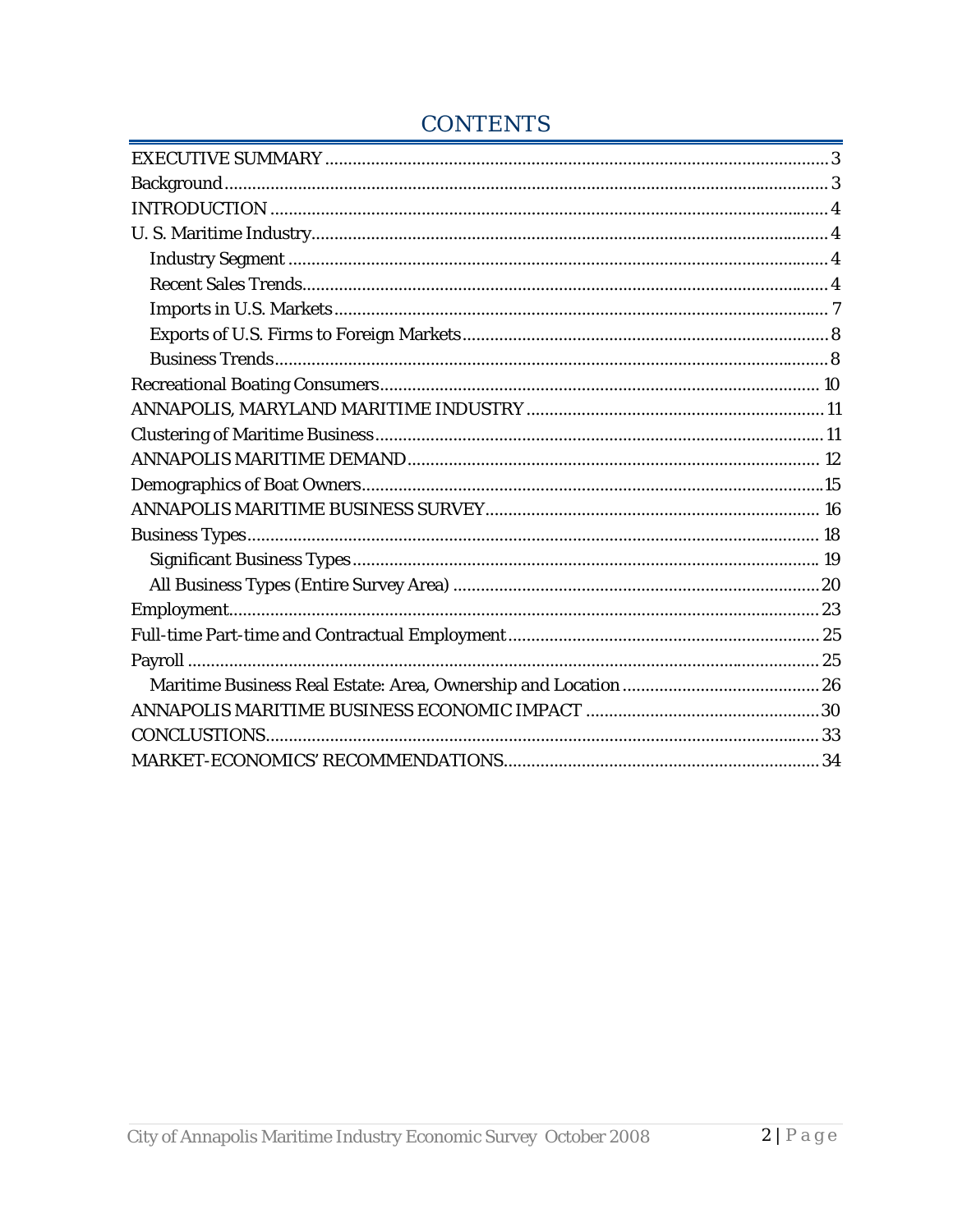# CONTENTS

EXECUTIVE SUMMARY ........ 3
Background ........ 3
INTRODUCTION ........ 4
U. S. Maritime Industry ........ 4
  Industry Segment ........ 4
  Recent Sales Trends ........ 4
  Imports in U.S. Markets ........ 7
  Exports of U.S. Firms to Foreign Markets ........ 8
  Business Trends ........ 8
Recreational Boating Consumers ........ 10
ANNAPOLIS, MARYLAND MARITIME INDUSTRY ........ 11
Clustering of Maritime Business ........ 11
ANNAPOLIS MARITIME DEMAND ........ 12
Demographics of Boat Owners ........ 15
ANNAPOLIS MARITIME BUSINESS SURVEY ........ 16
Business Types ........ 18
  Significant Business Types ........ 19
  All Business Types (Entire Survey Area) ........ 20
Employment ........ 23
Full-time Part-time and Contractual Employment ........ 25
Payroll ........ 25
  Maritime Business Real Estate: Area, Ownership and Location ........ 26
ANNAPOLIS MARITIME BUSINESS ECONOMIC IMPACT ........ 30
CONCLUSTIONS ........ 33
MARKET-ECONOMICS' RECOMMENDATIONS ........ 34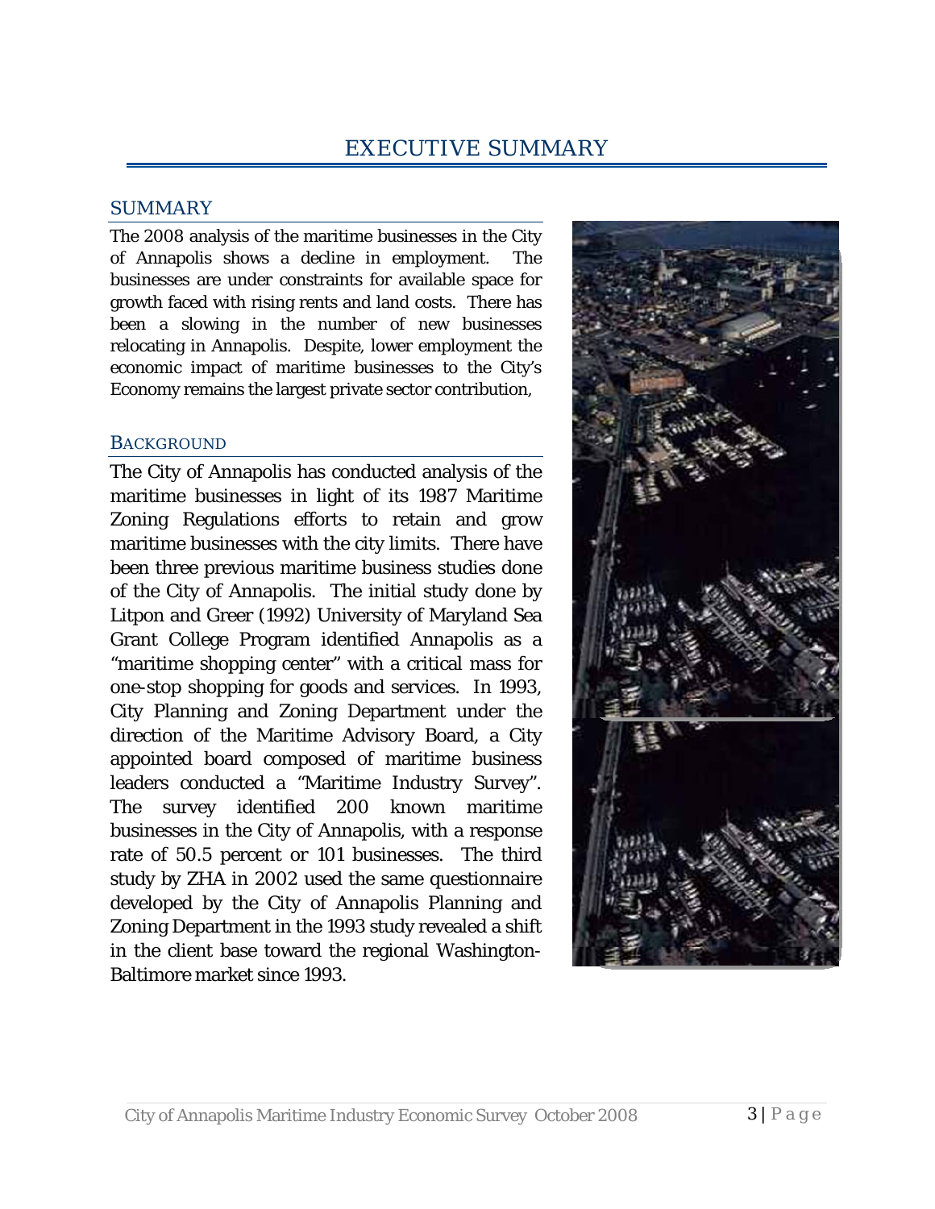# EXECUTIVE SUMMARY

## SUMMARY

The 2008 analysis of the maritime businesses in the City of Annapolis shows a decline in employment. The businesses are under constraints for available space for growth faced with rising rents and land costs. There has been a slowing in the number of new businesses relocating in Annapolis. Despite, lower employment the economic impact of maritime businesses to the City's Economy remains the largest private sector contribution,

### BACKGROUND

The City of Annapolis has conducted analysis of the maritime businesses in light of its 1987 Maritime Zoning Regulations efforts to retain and grow maritime businesses with the city limits. There have been three previous maritime business studies done of the City of Annapolis. The initial study done by Litpon and Greer (1992) University of Maryland Sea Grant College Program identified Annapolis as a "maritime shopping center" with a critical mass for one-stop shopping for goods and services. In 1993, City Planning and Zoning Department under the direction of the Maritime Advisory Board, a City appointed board composed of maritime business leaders conducted a "Maritime Industry Survey". The survey identified 200 known maritime businesses in the City of Annapolis, with a response rate of 50.5 percent or 101 businesses. The third study by ZHA in 2002 used the same questionnaire developed by the City of Annapolis Planning and Zoning Department in the 1993 study revealed a shift in the client base toward the regional Washington-Baltimore market since 1993.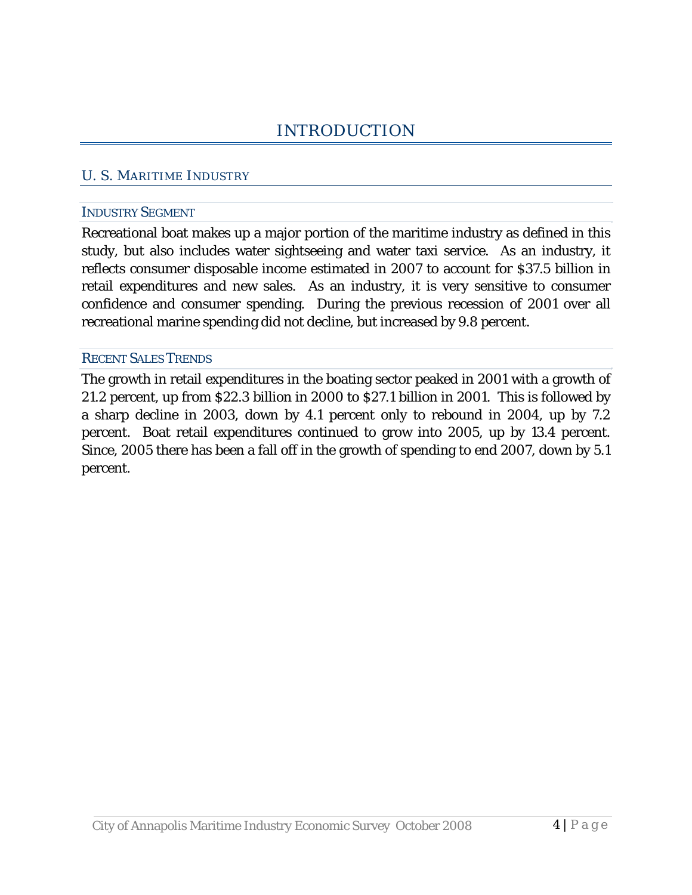# INTRODUCTION

## U. S. MARITIME INDUSTRY

### INDUSTRY SEGMENT

Recreational boat makes up a major portion of the maritime industry as defined in this study, but also includes water sightseeing and water taxi service. As an industry, it reflects consumer disposable income estimated in 2007 to account for $37.5 billion in retail expenditures and new sales. As an industry, it is very sensitive to consumer confidence and consumer spending. During the previous recession of 2001 over all recreational marine spending did not decline, but increased by 9.8 percent.

### RECENT SALES TRENDS

The growth in retail expenditures in the boating sector peaked in 2001 with a growth of 21.2 percent, up from $22.3 billion in 2000 to $27.1 billion in 2001. This is followed by a sharp decline in 2003, down by 4.1 percent only to rebound in 2004, up by 7.2 percent. Boat retail expenditures continued to grow into 2005, up by 13.4 percent. Since, 2005 there has been a fall off in the growth of spending to end 2007, down by 5.1 percent.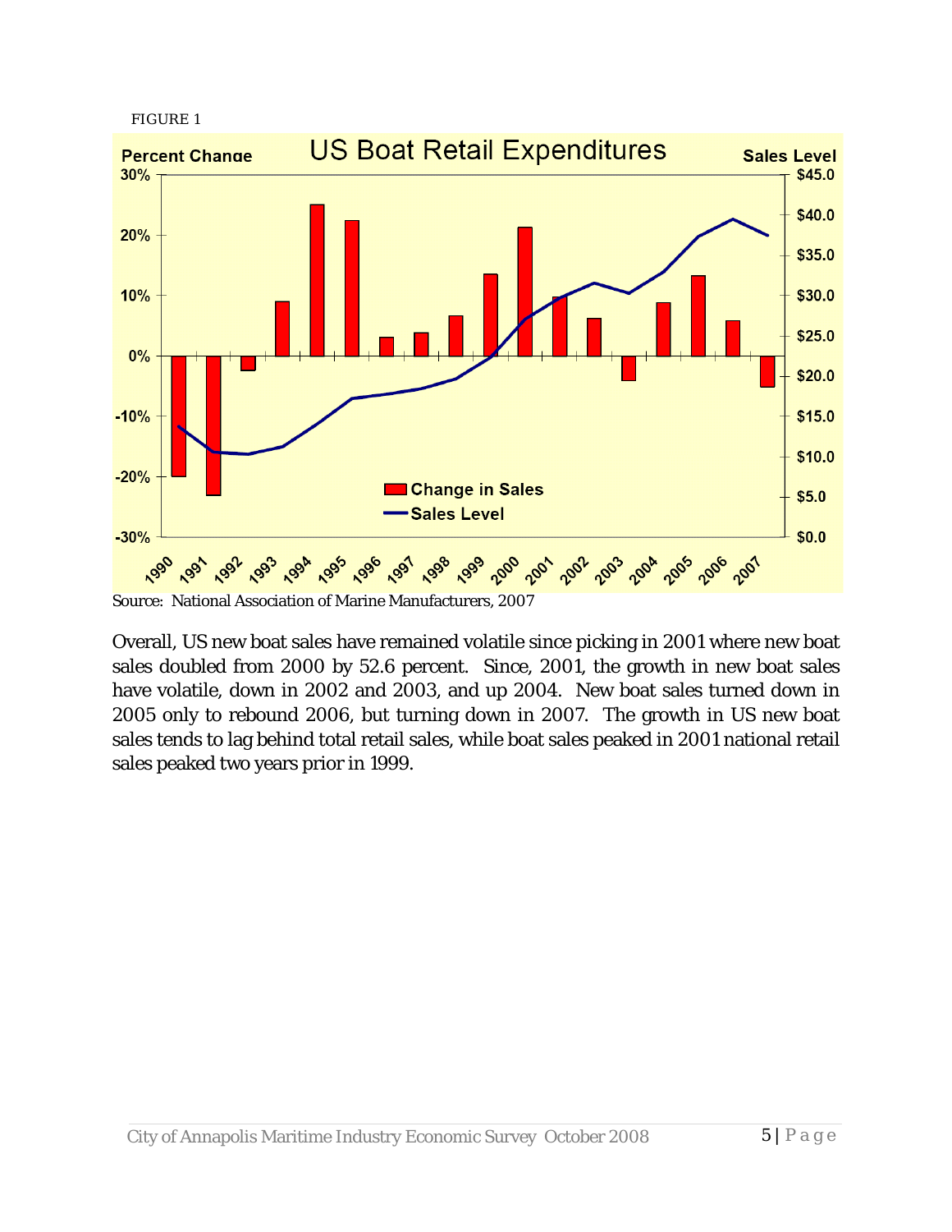FIGURE 1

Source: National Association of Marine Manufacturers, 2007

Overall, US new boat sales have remained volatile since picking in 2001 where new boat sales doubled from 2000 by 52.6 percent. Since, 2001, the growth in new boat sales have volatile, down in 2002 and 2003, and up 2004. New boat sales turned down in 2005 only to rebound 2006, but turning down in 2007. The growth in US new boat sales tends to lag behind total retail sales, while boat sales peaked in 2001 national retail sales peaked two years prior in 1999.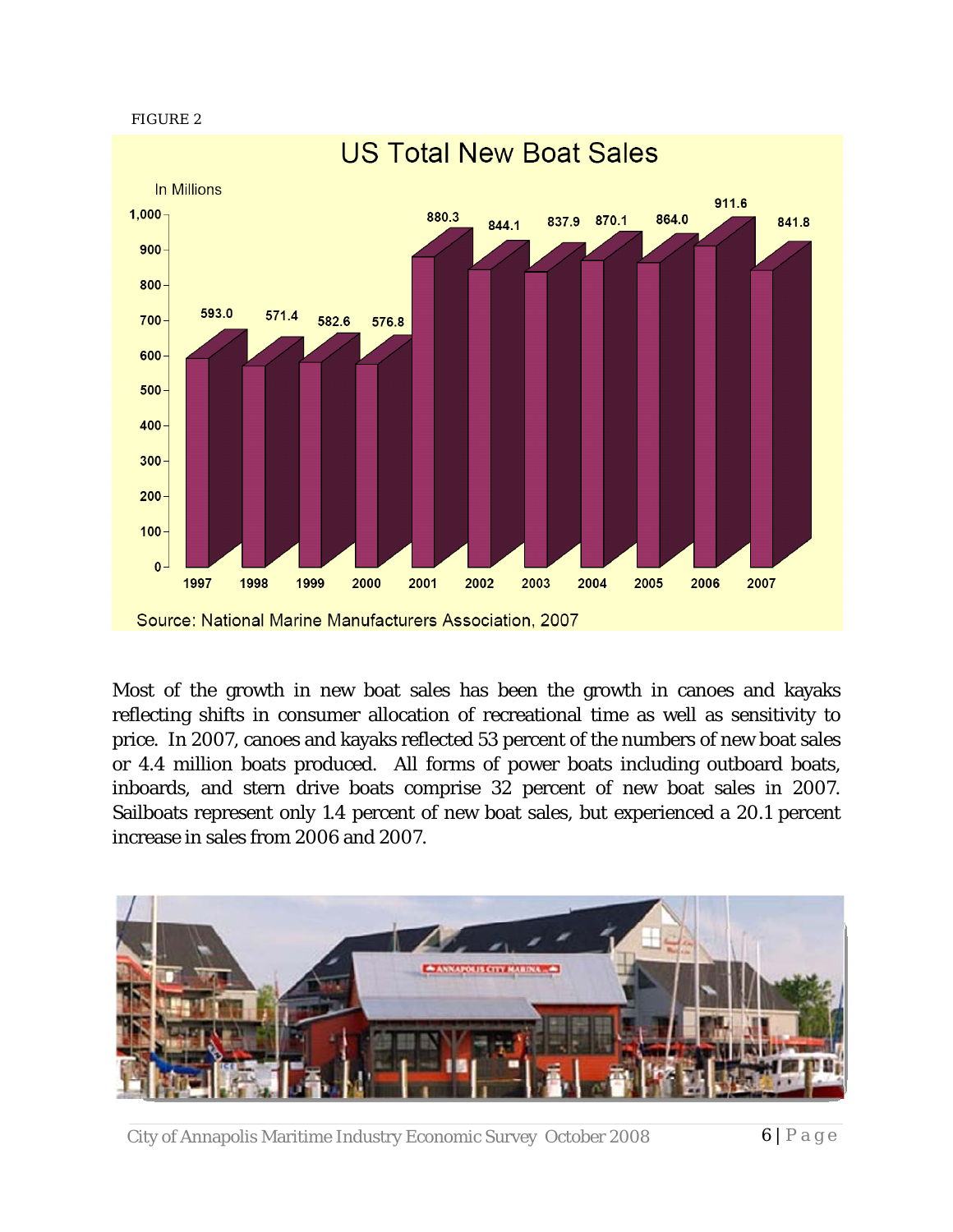FIGURE 2

US Total New Boat Sales

In Millions

| Year | Sales |
| --- | --- |
| 1997 | 593.0 |
| 1998 | 571.4 |
| 1999 | 582.6 |
| 2000 | 576.8 |
| 2001 | 880.3 |
| 2002 | 844.1 |
| 2003 | 837.9 |
| 2004 | 870.1 |
| 2005 | 864.0 |
| 2006 | 911.6 |
| 2007 | 841.8 |

Source: National Marine Manufacturers Association, 2007

Most of the growth in new boat sales has been the growth in canoes and kayaks reflecting shifts in consumer allocation of recreational time as well as sensitivity to price. In 2007, canoes and kayaks reflected 53 percent of the numbers of new boat sales or 4.4 million boats produced. All forms of power boats including outboard boats, inboards, and stern drive boats comprise 32 percent of new boat sales in 2007. Sailboats represent only 1.4 percent of new boat sales, but experienced a 20.1 percent increase in sales from 2006 and 2007.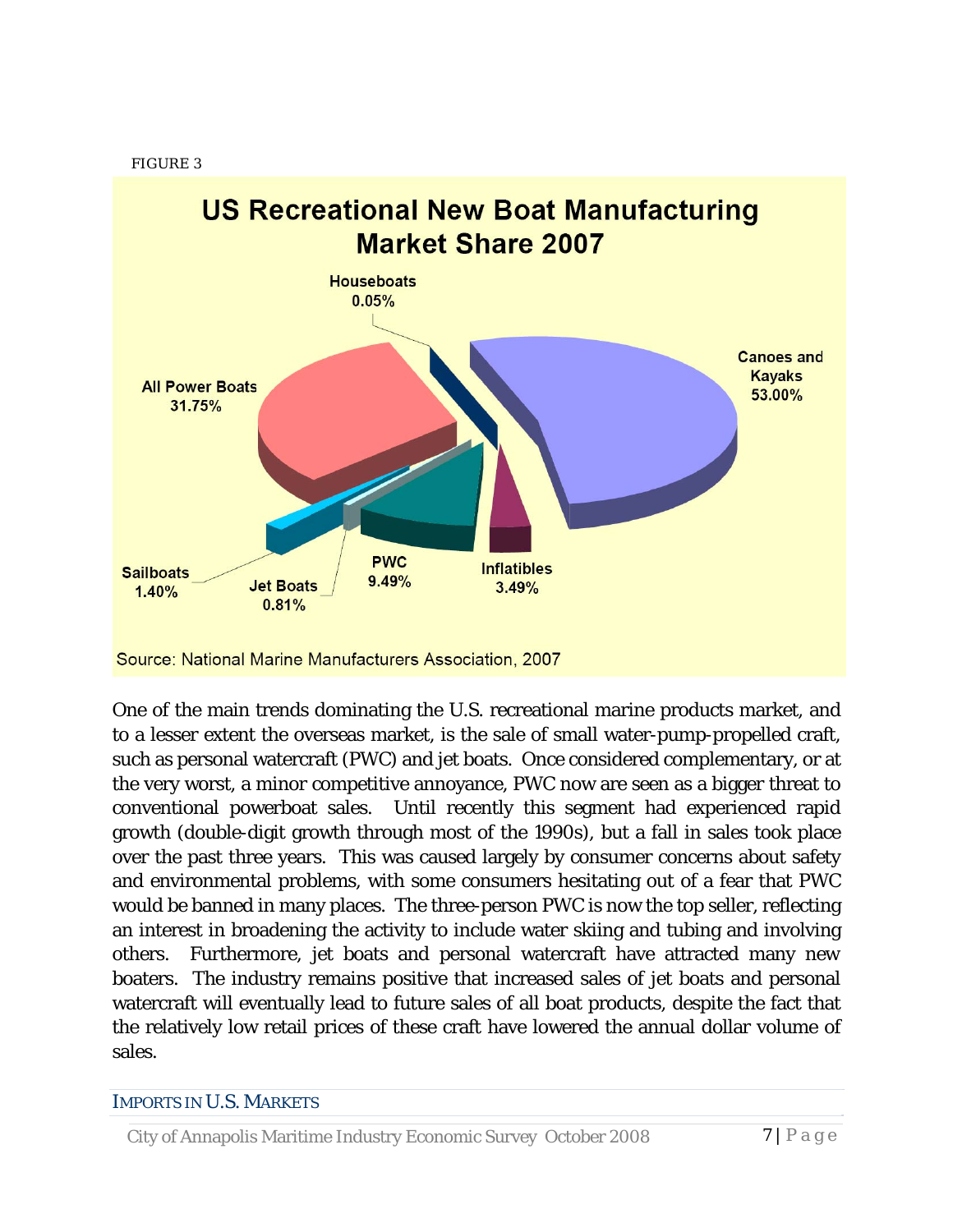FIGURE 3

**US Recreational New Boat Manufacturing Market Share 2007**

| Category | Market Share |
|---|---|
| Canoes and Kayaks | 53.00% |
| All Power Boats | 31.75% |
| PWC | 9.49% |
| Inflatibles | 3.49% |
| Sailboats | 1.40% |
| Jet Boats | 0.81% |
| Houseboats | 0.05% |

Source: National Marine Manufacturers Association, 2007

One of the main trends dominating the U.S. recreational marine products market, and to a lesser extent the overseas market, is the sale of small water-pump-propelled craft, such as personal watercraft (PWC) and jet boats. Once considered complementary, or at the very worst, a minor competitive annoyance, PWC now are seen as a bigger threat to conventional powerboat sales. Until recently this segment had experienced rapid growth (double-digit growth through most of the 1990s), but a fall in sales took place over the past three years. This was caused largely by consumer concerns about safety and environmental problems, with some consumers hesitating out of a fear that PWC would be banned in many places. The three-person PWC is now the top seller, reflecting an interest in broadening the activity to include water skiing and tubing and involving others. Furthermore, jet boats and personal watercraft have attracted many new boaters. The industry remains positive that increased sales of jet boats and personal watercraft will eventually lead to future sales of all boat products, despite the fact that the relatively low retail prices of these craft have lowered the annual dollar volume of sales.

## IMPORTS IN U.S. MARKETS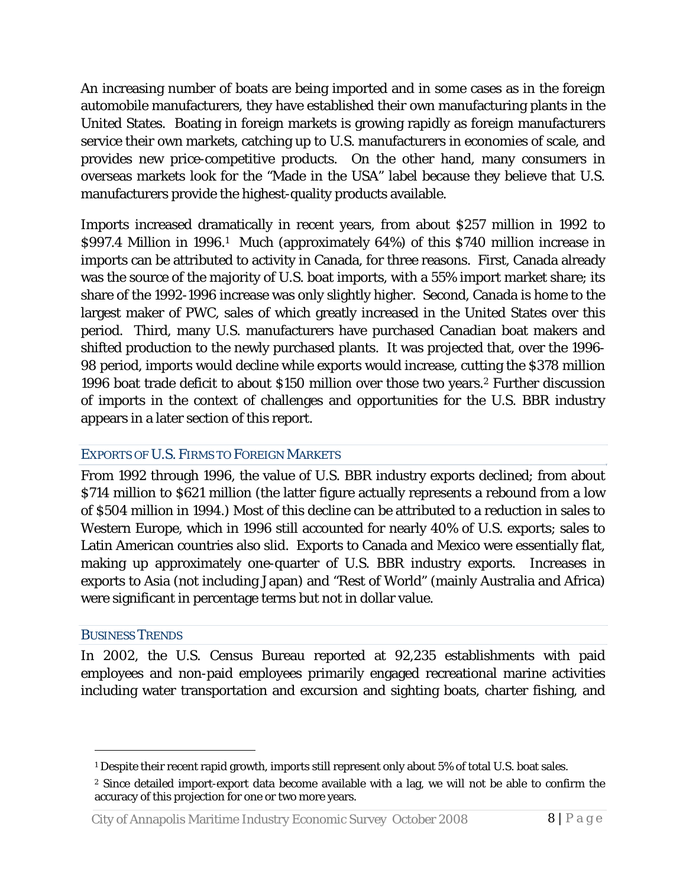An increasing number of boats are being imported and in some cases as in the foreign automobile manufacturers, they have established their own manufacturing plants in the United States. Boating in foreign markets is growing rapidly as foreign manufacturers service their own markets, catching up to U.S. manufacturers in economies of scale, and provides new price-competitive products. On the other hand, many consumers in overseas markets look for the "Made in the USA" label because they believe that U.S. manufacturers provide the highest-quality products available.

Imports increased dramatically in recent years, from about $257 million in 1992 to $997.4 Million in 1996.[1] Much (approximately 64%) of this $740 million increase in imports can be attributed to activity in Canada, for three reasons. First, Canada already was the source of the majority of U.S. boat imports, with a 55% import market share; its share of the 1992-1996 increase was only slightly higher. Second, Canada is home to the largest maker of PWC, sales of which greatly increased in the United States over this period. Third, many U.S. manufacturers have purchased Canadian boat makers and shifted production to the newly purchased plants. It was projected that, over the 1996-98 period, imports would decline while exports would increase, cutting the $378 million 1996 boat trade deficit to about $150 million over those two years.[2] Further discussion of imports in the context of challenges and opportunities for the U.S. BBR industry appears in a later section of this report.

## EXPORTS OF U.S. FIRMS TO FOREIGN MARKETS

From 1992 through 1996, the value of U.S. BBR industry exports declined; from about $714 million to $621 million (the latter figure actually represents a rebound from a low of $504 million in 1994.) Most of this decline can be attributed to a reduction in sales to Western Europe, which in 1996 still accounted for nearly 40% of U.S. exports; sales to Latin American countries also slid. Exports to Canada and Mexico were essentially flat, making up approximately one-quarter of U.S. BBR industry exports. Increases in exports to Asia (not including Japan) and "Rest of World" (mainly Australia and Africa) were significant in percentage terms but not in dollar value.

## BUSINESS TRENDS

In 2002, the U.S. Census Bureau reported at 92,235 establishments with paid employees and non-paid employees primarily engaged recreational marine activities including water transportation and excursion and sighting boats, charter fishing, and

---

[1] Despite their recent rapid growth, imports still represent only about 5% of total U.S. boat sales.

[2] Since detailed import-export data become available with a lag, we will not be able to confirm the accuracy of this projection for one or two more years.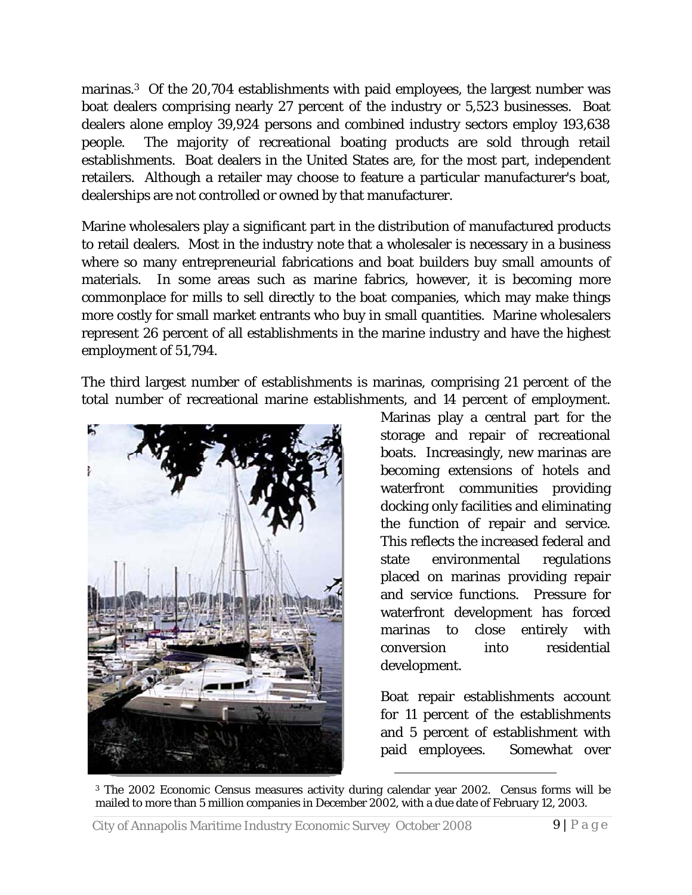marinas.[3] Of the 20,704 establishments with paid employees, the largest number was boat dealers comprising nearly 27 percent of the industry or 5,523 businesses. Boat dealers alone employ 39,924 persons and combined industry sectors employ 193,638 people. The majority of recreational boating products are sold through retail establishments. Boat dealers in the United States are, for the most part, independent retailers. Although a retailer may choose to feature a particular manufacturer's boat, dealerships are not controlled or owned by that manufacturer.

Marine wholesalers play a significant part in the distribution of manufactured products to retail dealers. Most in the industry note that a wholesaler is necessary in a business where so many entrepreneurial fabrications and boat builders buy small amounts of materials. In some areas such as marine fabrics, however, it is becoming more commonplace for mills to sell directly to the boat companies, which may make things more costly for small market entrants who buy in small quantities. Marine wholesalers represent 26 percent of all establishments in the marine industry and have the highest employment of 51,794.

The third largest number of establishments is marinas, comprising 21 percent of the total number of recreational marine establishments, and 14 percent of employment. Marinas play a central part for the storage and repair of recreational boats. Increasingly, new marinas are becoming extensions of hotels and waterfront communities providing docking only facilities and eliminating the function of repair and service. This reflects the increased federal and state environmental regulations placed on marinas providing repair and service functions. Pressure for waterfront development has forced marinas to close entirely with conversion into residential development.

Boat repair establishments account for 11 percent of the establishments and 5 percent of establishment with paid employees. Somewhat over

[3] The 2002 Economic Census measures activity during calendar year 2002. Census forms will be mailed to more than 5 million companies in December 2002, with a due date of February 12, 2003.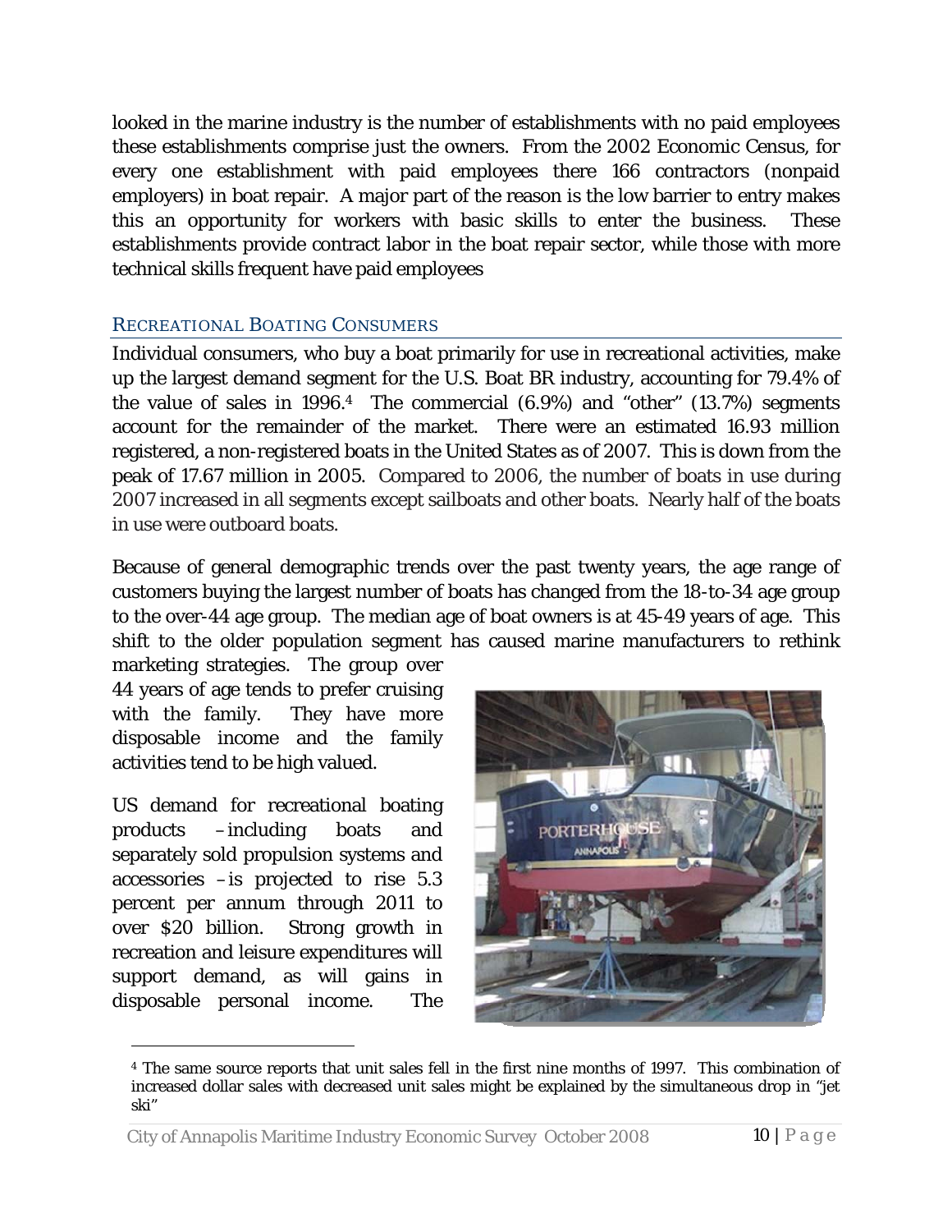looked in the marine industry is the number of establishments with no paid employees these establishments comprise just the owners. From the 2002 Economic Census, for every one establishment with paid employees there 166 contractors (nonpaid employers) in boat repair. A major part of the reason is the low barrier to entry makes this an opportunity for workers with basic skills to enter the business. These establishments provide contract labor in the boat repair sector, while those with more technical skills frequent have paid employees

## RECREATIONAL BOATING CONSUMERS

Individual consumers, who buy a boat primarily for use in recreational activities, make up the largest demand segment for the U.S. Boat BR industry, accounting for 79.4% of the value of sales in 1996.[4] The commercial (6.9%) and "other" (13.7%) segments account for the remainder of the market. There were an estimated 16.93 million registered, a non-registered boats in the United States as of 2007. This is down from the peak of 17.67 million in 2005. Compared to 2006, the number of boats in use during 2007 increased in all segments except sailboats and other boats. Nearly half of the boats in use were outboard boats.

Because of general demographic trends over the past twenty years, the age range of customers buying the largest number of boats has changed from the 18-to-34 age group to the over-44 age group. The median age of boat owners is at 45-49 years of age. This shift to the older population segment has caused marine manufacturers to rethink marketing strategies. The group over 44 years of age tends to prefer cruising with the family. They have more disposable income and the family activities tend to be high valued.

US demand for recreational boating products –including boats and separately sold propulsion systems and accessories –is projected to rise 5.3 percent per annum through 2011 to over $20 billion. Strong growth in recreation and leisure expenditures will support demand, as will gains in disposable personal income. The

[4] The same source reports that unit sales fell in the first nine months of 1997. This combination of increased dollar sales with decreased unit sales might be explained by the simultaneous drop in "jet ski"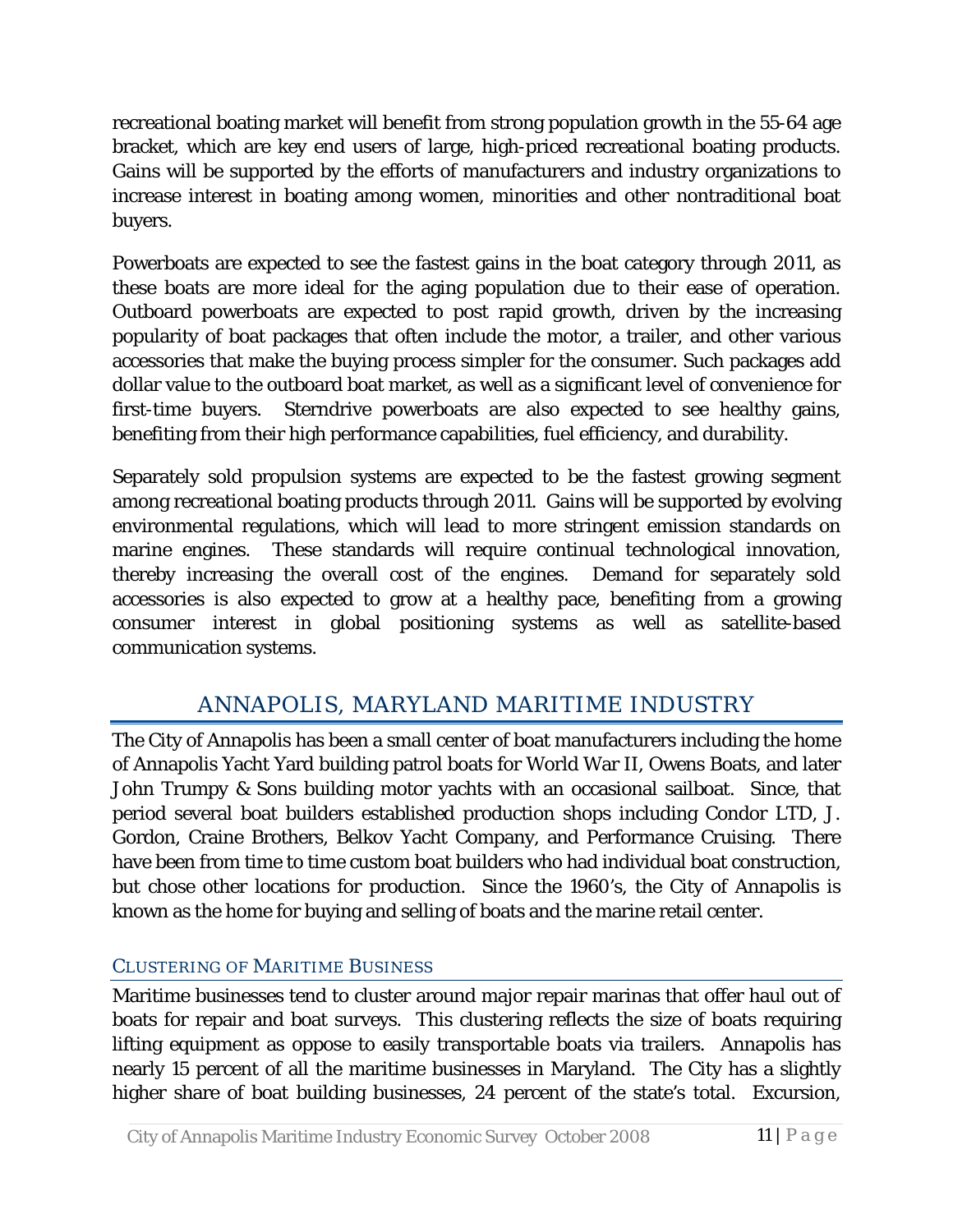recreational boating market will benefit from strong population growth in the 55-64 age bracket, which are key end users of large, high-priced recreational boating products. Gains will be supported by the efforts of manufacturers and industry organizations to increase interest in boating among women, minorities and other nontraditional boat buyers.

Powerboats are expected to see the fastest gains in the boat category through 2011, as these boats are more ideal for the aging population due to their ease of operation. Outboard powerboats are expected to post rapid growth, driven by the increasing popularity of boat packages that often include the motor, a trailer, and other various accessories that make the buying process simpler for the consumer. Such packages add dollar value to the outboard boat market, as well as a significant level of convenience for first-time buyers. Sterndrive powerboats are also expected to see healthy gains, benefiting from their high performance capabilities, fuel efficiency, and durability.

Separately sold propulsion systems are expected to be the fastest growing segment among recreational boating products through 2011. Gains will be supported by evolving environmental regulations, which will lead to more stringent emission standards on marine engines. These standards will require continual technological innovation, thereby increasing the overall cost of the engines. Demand for separately sold accessories is also expected to grow at a healthy pace, benefiting from a growing consumer interest in global positioning systems as well as satellite-based communication systems.

## ANNAPOLIS, MARYLAND MARITIME INDUSTRY

The City of Annapolis has been a small center of boat manufacturers including the home of Annapolis Yacht Yard building patrol boats for World War II, Owens Boats, and later John Trumpy & Sons building motor yachts with an occasional sailboat. Since, that period several boat builders established production shops including Condor LTD, J. Gordon, Craine Brothers, Belkov Yacht Company, and Performance Cruising. There have been from time to time custom boat builders who had individual boat construction, but chose other locations for production. Since the 1960's, the City of Annapolis is known as the home for buying and selling of boats and the marine retail center.

### CLUSTERING OF MARITIME BUSINESS

Maritime businesses tend to cluster around major repair marinas that offer haul out of boats for repair and boat surveys. This clustering reflects the size of boats requiring lifting equipment as oppose to easily transportable boats via trailers. Annapolis has nearly 15 percent of all the maritime businesses in Maryland. The City has a slightly higher share of boat building businesses, 24 percent of the state's total. Excursion,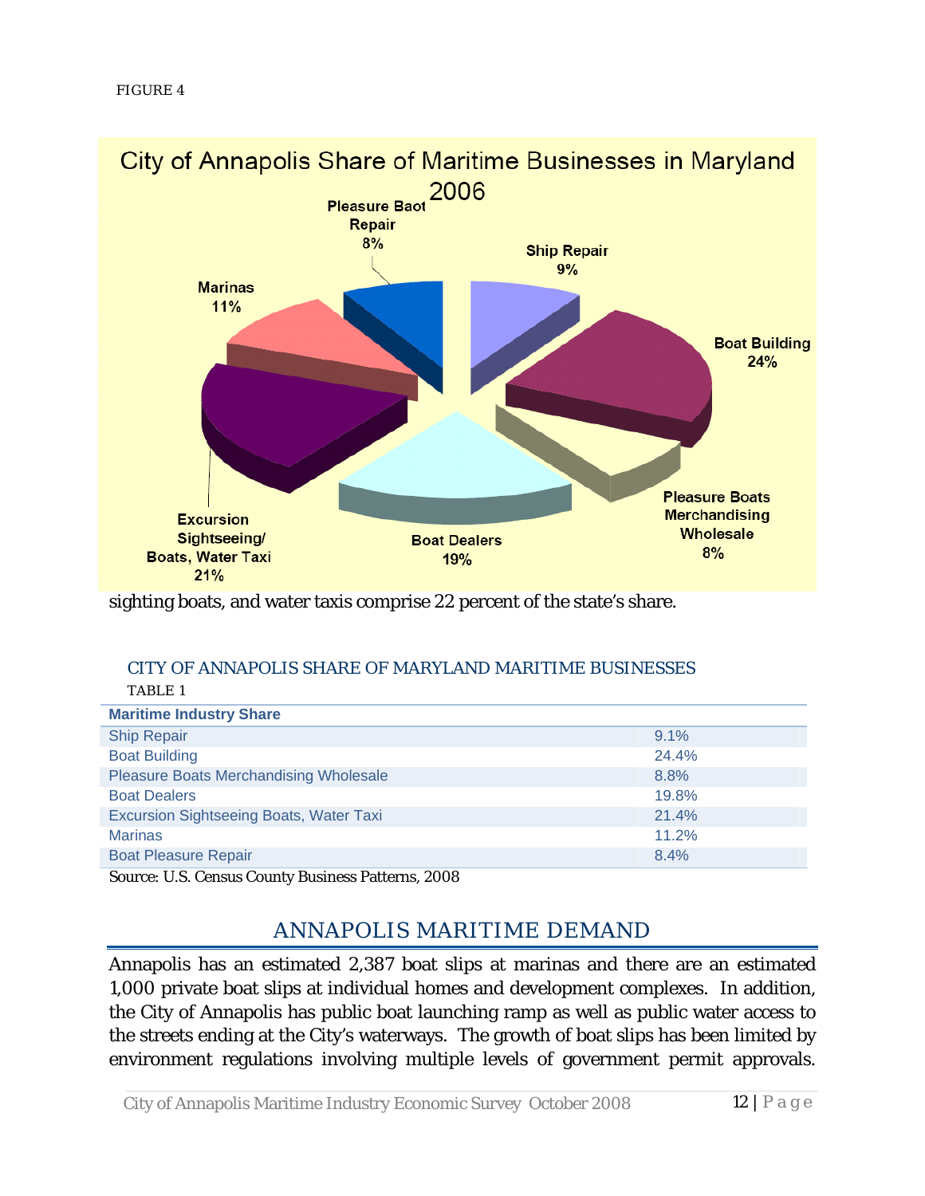FIGURE 4

City of Annapolis Share of Maritime Businesses in Maryland 2006

Pleasure Baot Repair 8%

Ship Repair 9%

Marinas 11%

Boat Building 24%

Pleasure Boats Merchandising Wholesale 8%

Boat Dealers 19%

Excursion Sightseeing/ Boats, Water Taxi 21%

sighting boats, and water taxis comprise 22 percent of the state's share.

CITY OF ANNAPOLIS SHARE OF MARYLAND MARITIME BUSINESSES

TABLE 1

| Maritime Industry Share | |
|---|---|
| Ship Repair | 9.1% |
| Boat Building | 24.4% |
| Pleasure Boats Merchandising Wholesale | 8.8% |
| Boat Dealers | 19.8% |
| Excursion Sightseeing Boats, Water Taxi | 21.4% |
| Marinas | 11.2% |
| Boat Pleasure Repair | 8.4% |

Source: U.S. Census County Business Patterns, 2008

## ANNAPOLIS MARITIME DEMAND

Annapolis has an estimated 2,387 boat slips at marinas and there are an estimated 1,000 private boat slips at individual homes and development complexes. In addition, the City of Annapolis has public boat launching ramp as well as public water access to the streets ending at the City's waterways. The growth of boat slips has been limited by environment regulations involving multiple levels of government permit approvals.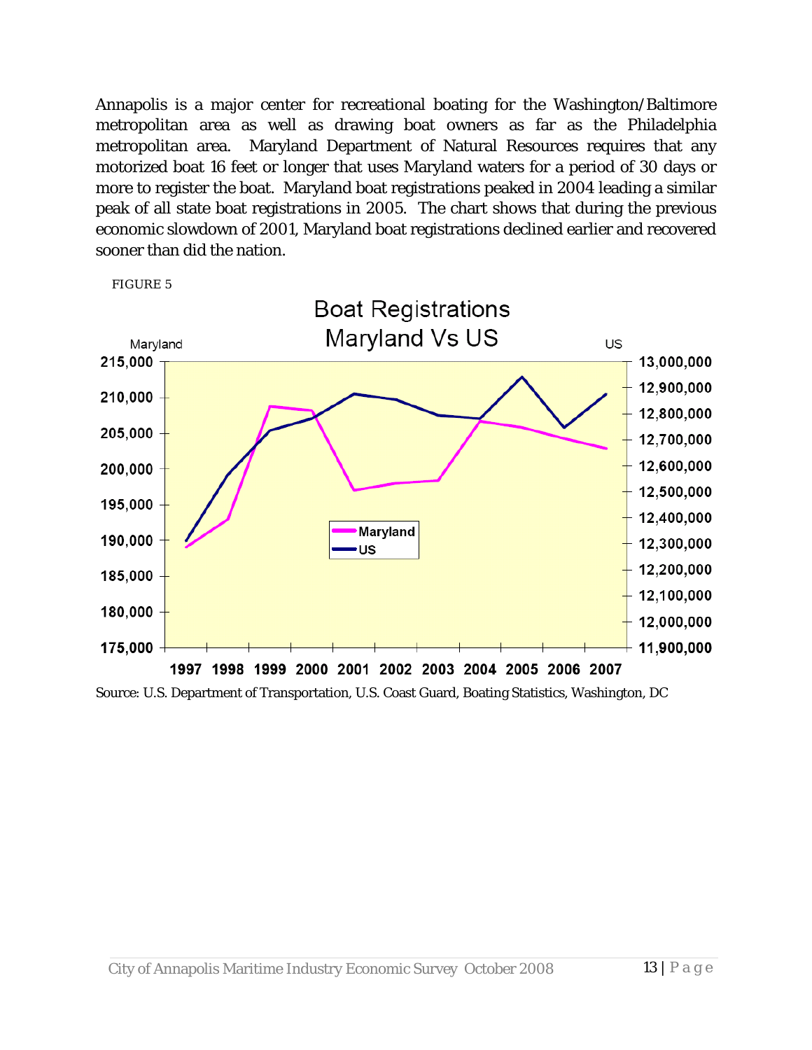Annapolis is a major center for recreational boating for the Washington/Baltimore metropolitan area as well as drawing boat owners as far as the Philadelphia metropolitan area. Maryland Department of Natural Resources requires that any motorized boat 16 feet or longer that uses Maryland waters for a period of 30 days or more to register the boat. Maryland boat registrations peaked in 2004 leading a similar peak of all state boat registrations in 2005. The chart shows that during the previous economic slowdown of 2001, Maryland boat registrations declined earlier and recovered sooner than did the nation.

FIGURE 5

Source: U.S. Department of Transportation, U.S. Coast Guard, Boating Statistics, Washington, DC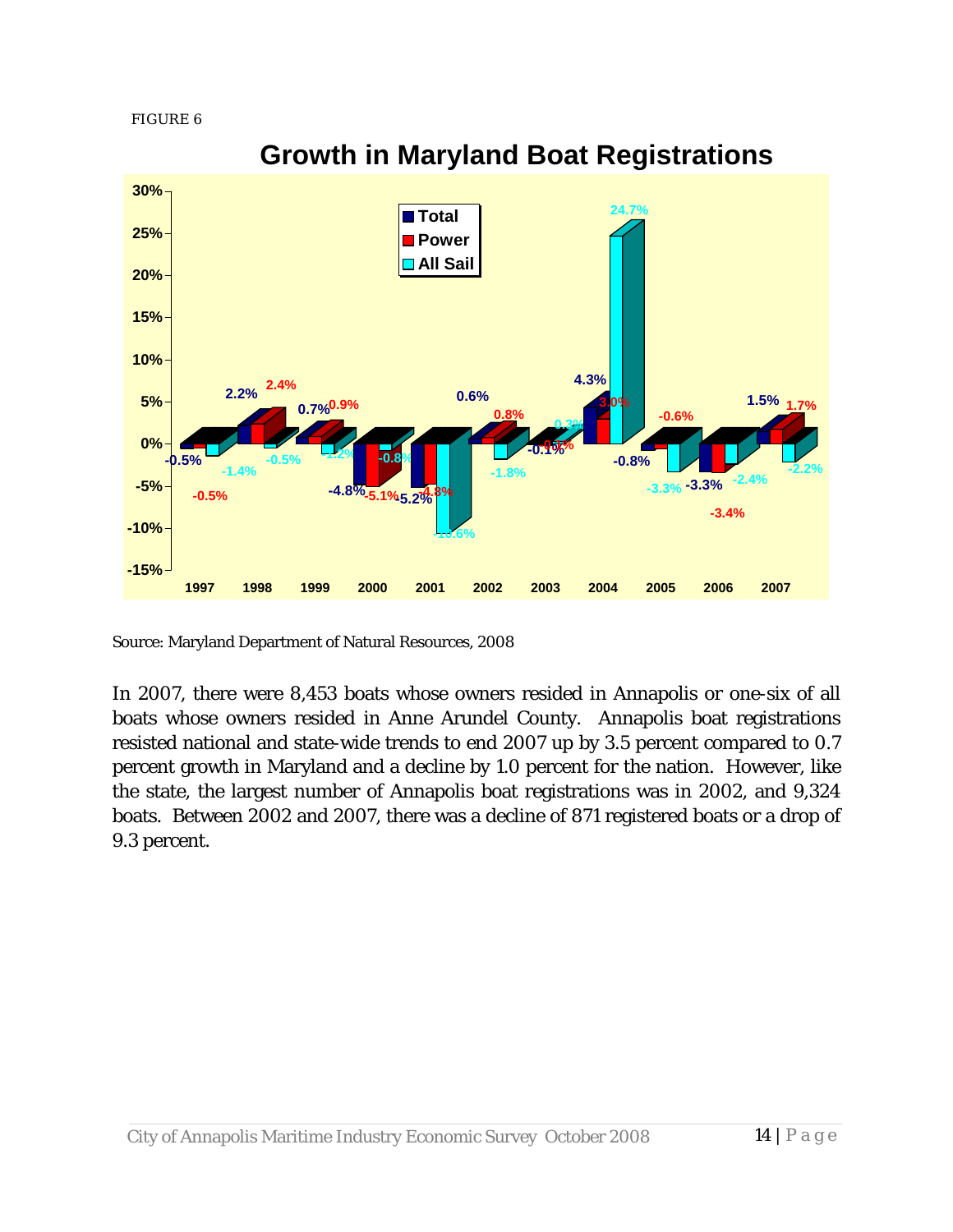FIGURE 6

## Growth in Maryland Boat Registrations

| Year | Total | Power | All Sail |
|---|---|---|---|
| 1997 | -0.5% | -0.5% | -1.4% |
| 1998 | 2.2% | 2.4% | -0.5% |
| 1999 | 0.7% | 0.9% | -1.2% |
| 2000 | -4.8% | -5.1% | -0.8% |
| 2001 | -5.2% | -4.8% | -10.6% |
| 2002 | 0.6% | 0.8% | -1.8% |
| 2003 | -0.1% | -0.1% | 0.3% |
| 2004 | 4.3% | 3.0% | 24.7% |
| 2005 | -0.8% | -0.6% | -3.3% |
| 2006 | -3.3% | -3.4% | -2.4% |
| 2007 | 1.5% | 1.7% | -2.2% |

Source: Maryland Department of Natural Resources, 2008

In 2007, there were 8,453 boats whose owners resided in Annapolis or one-six of all boats whose owners resided in Anne Arundel County. Annapolis boat registrations resisted national and state-wide trends to end 2007 up by 3.5 percent compared to 0.7 percent growth in Maryland and a decline by 1.0 percent for the nation. However, like the state, the largest number of Annapolis boat registrations was in 2002, and 9,324 boats. Between 2002 and 2007, there was a decline of 871 registered boats or a drop of 9.3 percent.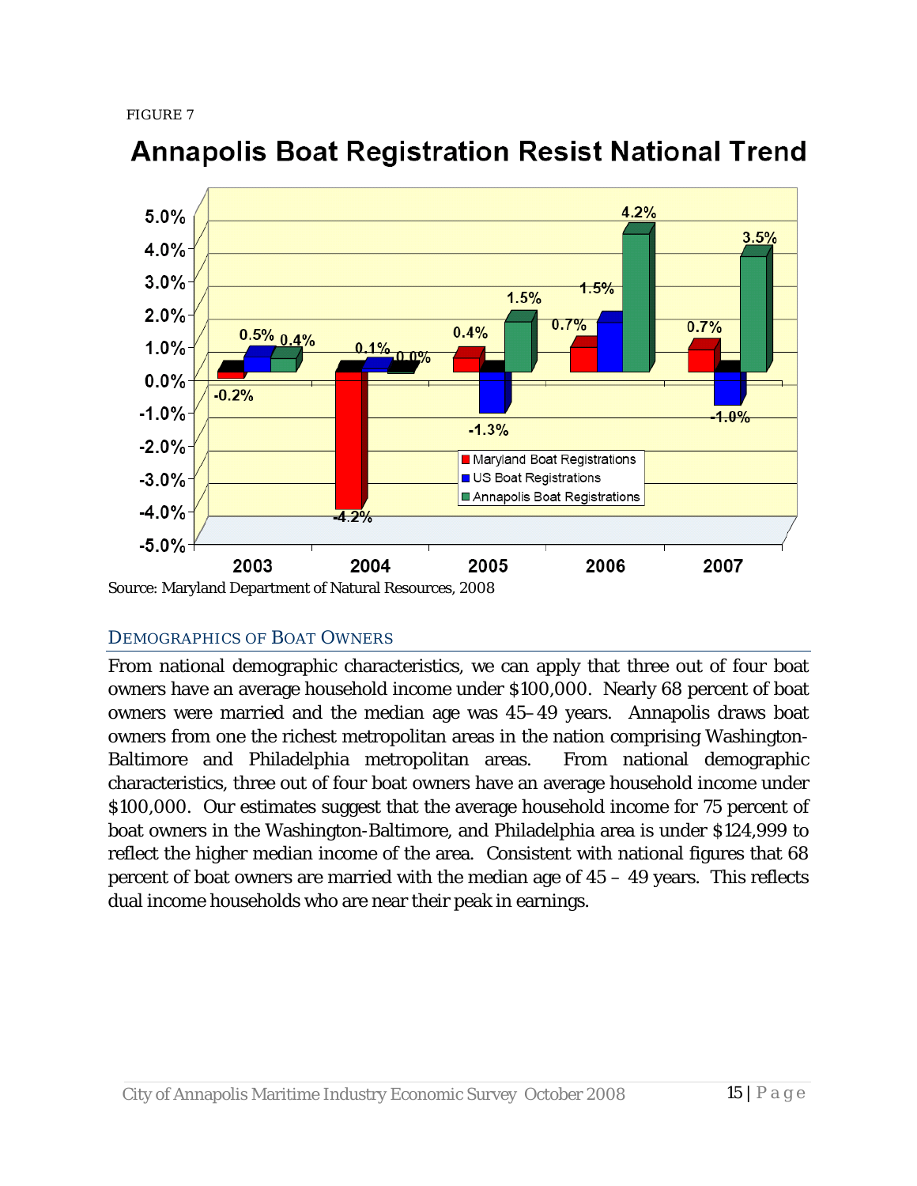FIGURE 7

## Annapolis Boat Registration Resist National Trend

| Year | Maryland Boat Registrations | US Boat Registrations | Annapolis Boat Registrations |
|---|---|---|---|
| 2003 | -0.2% | 0.5% | 0.4% |
| 2004 | -4.2% | 0.1% | 0.0% |
| 2005 | 0.4% | -1.3% | 1.5% |
| 2006 | 0.7% | 1.5% | 4.2% |
| 2007 | 0.7% | -1.0% | 3.5% |

Source: Maryland Department of Natural Resources, 2008

### Demographics of Boat Owners

From national demographic characteristics, we can apply that three out of four boat owners have an average household income under $100,000. Nearly 68 percent of boat owners were married and the median age was 45–49 years. Annapolis draws boat owners from one the richest metropolitan areas in the nation comprising Washington-Baltimore and Philadelphia metropolitan areas. From national demographic characteristics, three out of four boat owners have an average household income under $100,000. Our estimates suggest that the average household income for 75 percent of boat owners in the Washington-Baltimore, and Philadelphia area is under $124,999 to reflect the higher median income of the area. Consistent with national figures that 68 percent of boat owners are married with the median age of 45 – 49 years. This reflects dual income households who are near their peak in earnings.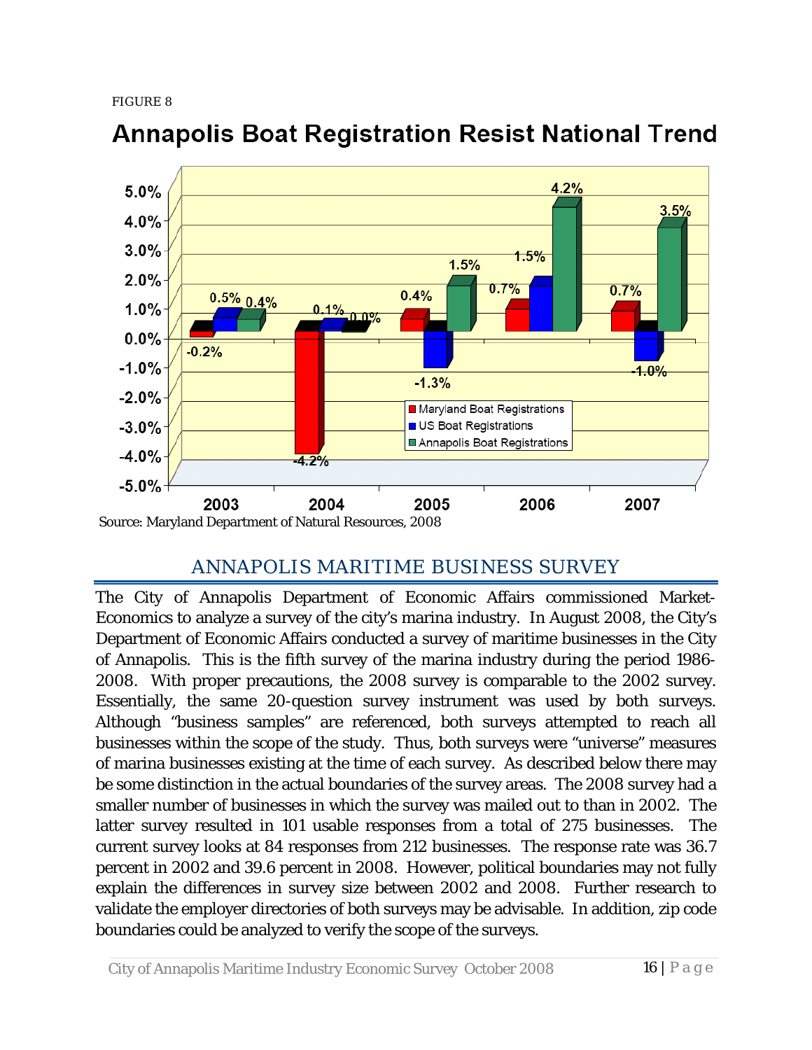FIGURE 8

**Annapolis Boat Registration Resist National Trend**

| Year | Maryland Boat Registrations | US Boat Registrations | Annapolis Boat Registrations |
|---|---|---|---|
| 2003 | -0.2% | 0.5% | 0.4% |
| 2004 | -4.2% | 0.1% | 0.0% |
| 2005 | 0.4% | -1.3% | 1.5% |
| 2006 | 0.7% | 1.5% | 4.2% |
| 2007 | 0.7% | -1.0% | 3.5% |

Source: Maryland Department of Natural Resources, 2008

## ANNAPOLIS MARITIME BUSINESS SURVEY

The City of Annapolis Department of Economic Affairs commissioned Market-Economics to analyze a survey of the city's marina industry. In August 2008, the City's Department of Economic Affairs conducted a survey of maritime businesses in the City of Annapolis. This is the fifth survey of the marina industry during the period 1986-2008. With proper precautions, the 2008 survey is comparable to the 2002 survey. Essentially, the same 20-question survey instrument was used by both surveys. Although "business samples" are referenced, both surveys attempted to reach all businesses within the scope of the study. Thus, both surveys were "universe" measures of marina businesses existing at the time of each survey. As described below there may be some distinction in the actual boundaries of the survey areas. The 2008 survey had a smaller number of businesses in which the survey was mailed out to than in 2002. The latter survey resulted in 101 usable responses from a total of 275 businesses. The current survey looks at 84 responses from 212 businesses. The response rate was 36.7 percent in 2002 and 39.6 percent in 2008. However, political boundaries may not fully explain the differences in survey size between 2002 and 2008. Further research to validate the employer directories of both surveys may be advisable. In addition, zip code boundaries could be analyzed to verify the scope of the surveys.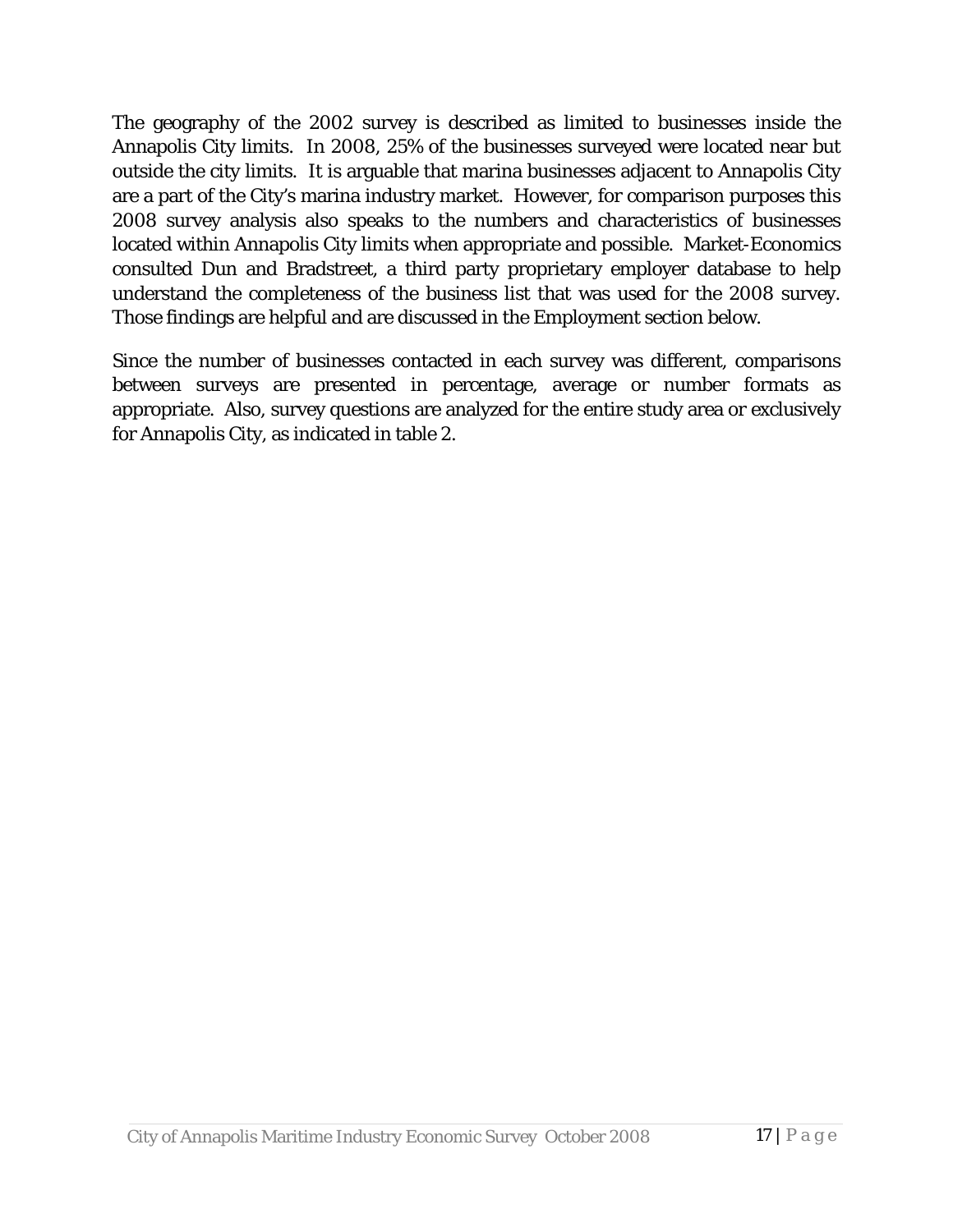The geography of the 2002 survey is described as limited to businesses inside the Annapolis City limits. In 2008, 25% of the businesses surveyed were located near but outside the city limits. It is arguable that marina businesses adjacent to Annapolis City are a part of the City's marina industry market. However, for comparison purposes this 2008 survey analysis also speaks to the numbers and characteristics of businesses located within Annapolis City limits when appropriate and possible. Market-Economics consulted Dun and Bradstreet, a third party proprietary employer database to help understand the completeness of the business list that was used for the 2008 survey. Those findings are helpful and are discussed in the Employment section below.

Since the number of businesses contacted in each survey was different, comparisons between surveys are presented in percentage, average or number formats as appropriate. Also, survey questions are analyzed for the entire study area or exclusively for Annapolis City, as indicated in table 2.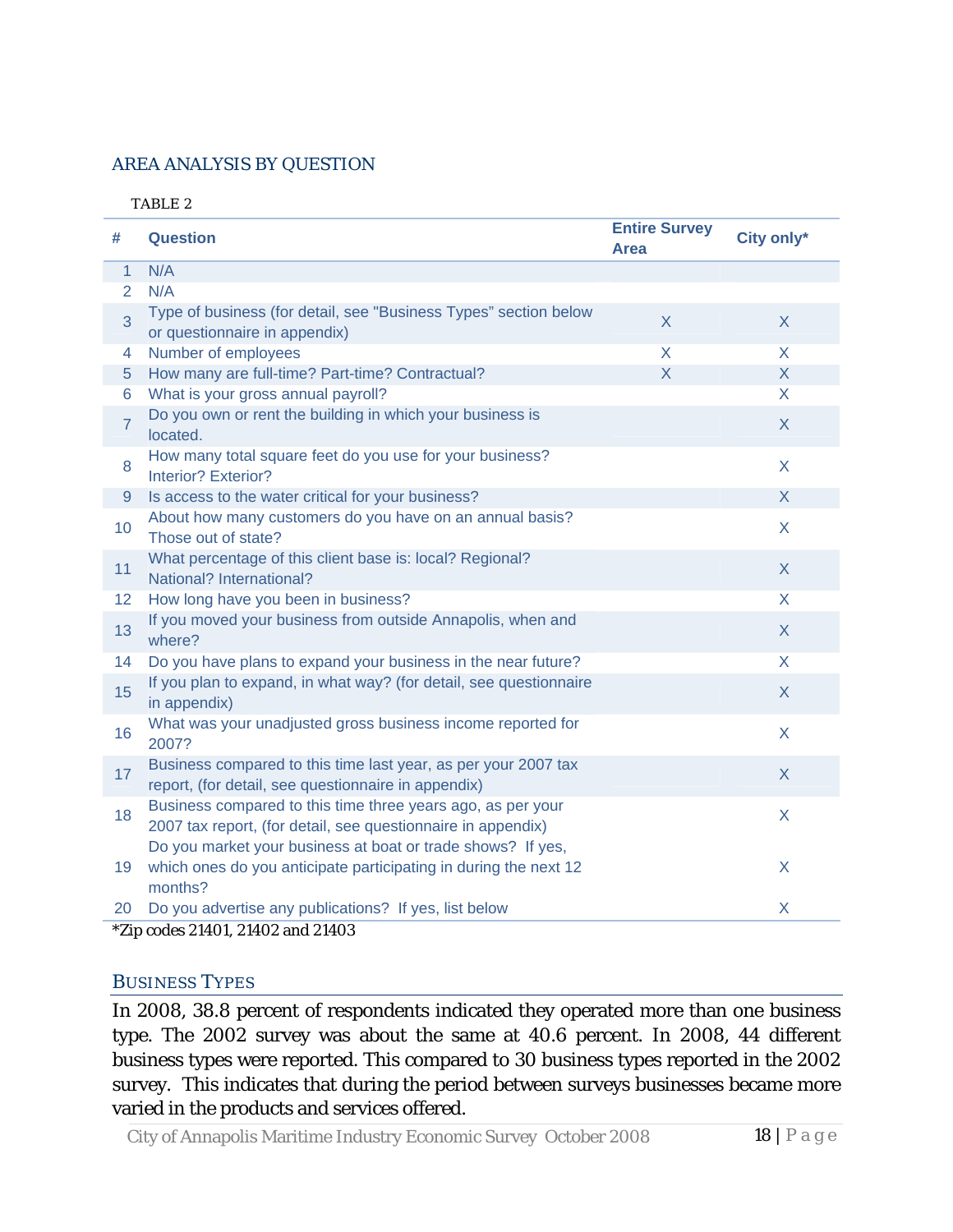## AREA ANALYSIS BY QUESTION

TABLE 2

| # | Question | Entire Survey Area | City only* |
|---|---|---|---|
| 1 | N/A | | |
| 2 | N/A | | |
| 3 | Type of business (for detail, see "Business Types" section below or questionnaire in appendix) | X | X |
| 4 | Number of employees | X | X |
| 5 | How many are full-time? Part-time? Contractual? | X | X |
| 6 | What is your gross annual payroll? | | X |
| 7 | Do you own or rent the building in which your business is located. | | X |
| 8 | How many total square feet do you use for your business? Interior? Exterior? | | X |
| 9 | Is access to the water critical for your business? | | X |
| 10 | About how many customers do you have on an annual basis? Those out of state? | | X |
| 11 | What percentage of this client base is: local? Regional? National? International? | | X |
| 12 | How long have you been in business? | | X |
| 13 | If you moved your business from outside Annapolis, when and where? | | X |
| 14 | Do you have plans to expand your business in the near future? | | X |
| 15 | If you plan to expand, in what way? (for detail, see questionnaire in appendix) | | X |
| 16 | What was your unadjusted gross business income reported for 2007? | | X |
| 17 | Business compared to this time last year, as per your 2007 tax report, (for detail, see questionnaire in appendix) | | X |
| 18 | Business compared to this time three years ago, as per your 2007 tax report, (for detail, see questionnaire in appendix) | | X |
| 19 | Do you market your business at boat or trade shows? If yes, which ones do you anticipate participating in during the next 12 months? | | X |
| 20 | Do you advertise any publications? If yes, list below | | X |

*Zip codes 21401, 21402 and 21403

### BUSINESS TYPES

In 2008, 38.8 percent of respondents indicated they operated more than one business type. The 2002 survey was about the same at 40.6 percent. In 2008, 44 different business types were reported. This compared to 30 business types reported in the 2002 survey. This indicates that during the period between surveys businesses became more varied in the products and services offered.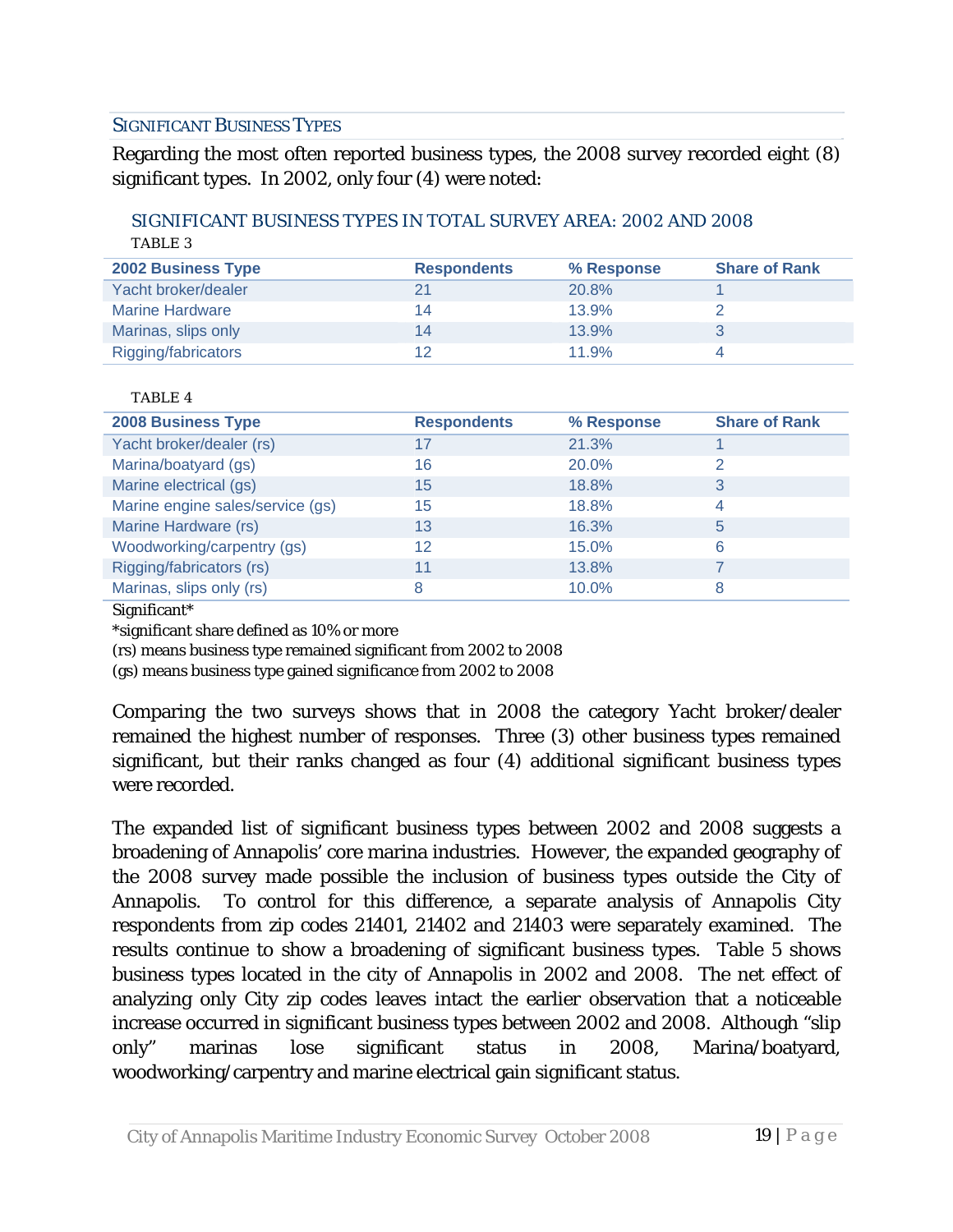## SIGNIFICANT BUSINESS TYPES

Regarding the most often reported business types, the 2008 survey recorded eight (8) significant types. In 2002, only four (4) were noted:

### SIGNIFICANT BUSINESS TYPES IN TOTAL SURVEY AREA: 2002 AND 2008

TABLE 3

| 2002 Business Type | Respondents | % Response | Share of Rank |
|---|---|---|---|
| Yacht broker/dealer | 21 | 20.8% | 1 |
| Marine Hardware | 14 | 13.9% | 2 |
| Marinas, slips only | 14 | 13.9% | 3 |
| Rigging/fabricators | 12 | 11.9% | 4 |

TABLE 4

| 2008 Business Type | Respondents | % Response | Share of Rank |
|---|---|---|---|
| Yacht broker/dealer (rs) | 17 | 21.3% | 1 |
| Marina/boatyard (gs) | 16 | 20.0% | 2 |
| Marine electrical (gs) | 15 | 18.8% | 3 |
| Marine engine sales/service (gs) | 15 | 18.8% | 4 |
| Marine Hardware (rs) | 13 | 16.3% | 5 |
| Woodworking/carpentry (gs) | 12 | 15.0% | 6 |
| Rigging/fabricators (rs) | 11 | 13.8% | 7 |
| Marinas, slips only (rs) | 8 | 10.0% | 8 |

Significant*

*significant share defined as 10% or more

(rs) means business type remained significant from 2002 to 2008

(gs) means business type gained significance from 2002 to 2008

Comparing the two surveys shows that in 2008 the category Yacht broker/dealer remained the highest number of responses. Three (3) other business types remained significant, but their ranks changed as four (4) additional significant business types were recorded.

The expanded list of significant business types between 2002 and 2008 suggests a broadening of Annapolis' core marina industries. However, the expanded geography of the 2008 survey made possible the inclusion of business types outside the City of Annapolis. To control for this difference, a separate analysis of Annapolis City respondents from zip codes 21401, 21402 and 21403 were separately examined. The results continue to show a broadening of significant business types. Table 5 shows business types located in the city of Annapolis in 2002 and 2008. The net effect of analyzing only City zip codes leaves intact the earlier observation that a noticeable increase occurred in significant business types between 2002 and 2008. Although "slip only" marinas lose significant status in 2008, Marina/boatyard, woodworking/carpentry and marine electrical gain significant status.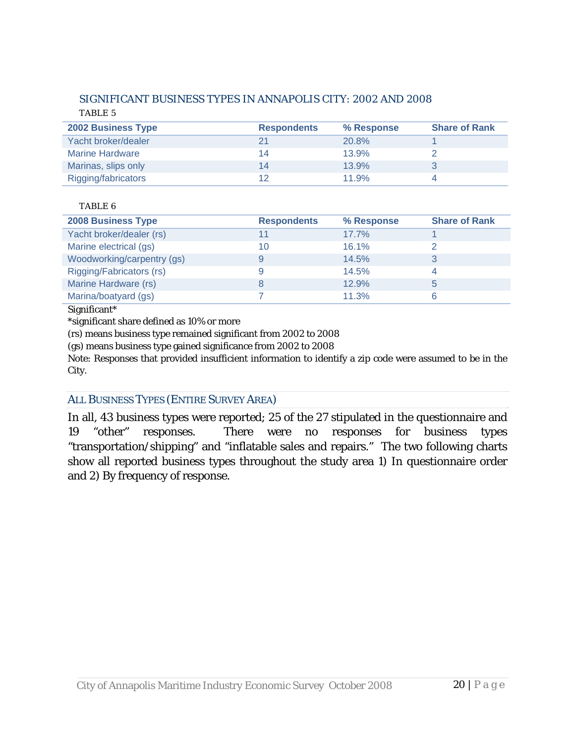## SIGNIFICANT BUSINESS TYPES IN ANNAPOLIS CITY: 2002 AND 2008

TABLE 5

| 2002 Business Type | Respondents | % Response | Share of Rank |
|---|---|---|---|
| Yacht broker/dealer | 21 | 20.8% | 1 |
| Marine Hardware | 14 | 13.9% | 2 |
| Marinas, slips only | 14 | 13.9% | 3 |
| Rigging/fabricators | 12 | 11.9% | 4 |

TABLE 6

| 2008 Business Type | Respondents | % Response | Share of Rank |
|---|---|---|---|
| Yacht broker/dealer (rs) | 11 | 17.7% | 1 |
| Marine electrical (gs) | 10 | 16.1% | 2 |
| Woodworking/carpentry (gs) | 9 | 14.5% | 3 |
| Rigging/Fabricators (rs) | 9 | 14.5% | 4 |
| Marine Hardware (rs) | 8 | 12.9% | 5 |
| Marina/boatyard (gs) | 7 | 11.3% | 6 |

Significant*

*significant share defined as 10% or more

(rs) means business type remained significant from 2002 to 2008

(gs) means business type gained significance from 2002 to 2008

Note: Responses that provided insufficient information to identify a zip code were assumed to be in the City.

## ALL BUSINESS TYPES (ENTIRE SURVEY AREA)

In all, 43 business types were reported; 25 of the 27 stipulated in the questionnaire and 19 "other" responses. There were no responses for business types "transportation/shipping" and "inflatable sales and repairs." The two following charts show all reported business types throughout the study area 1) In questionnaire order and 2) By frequency of response.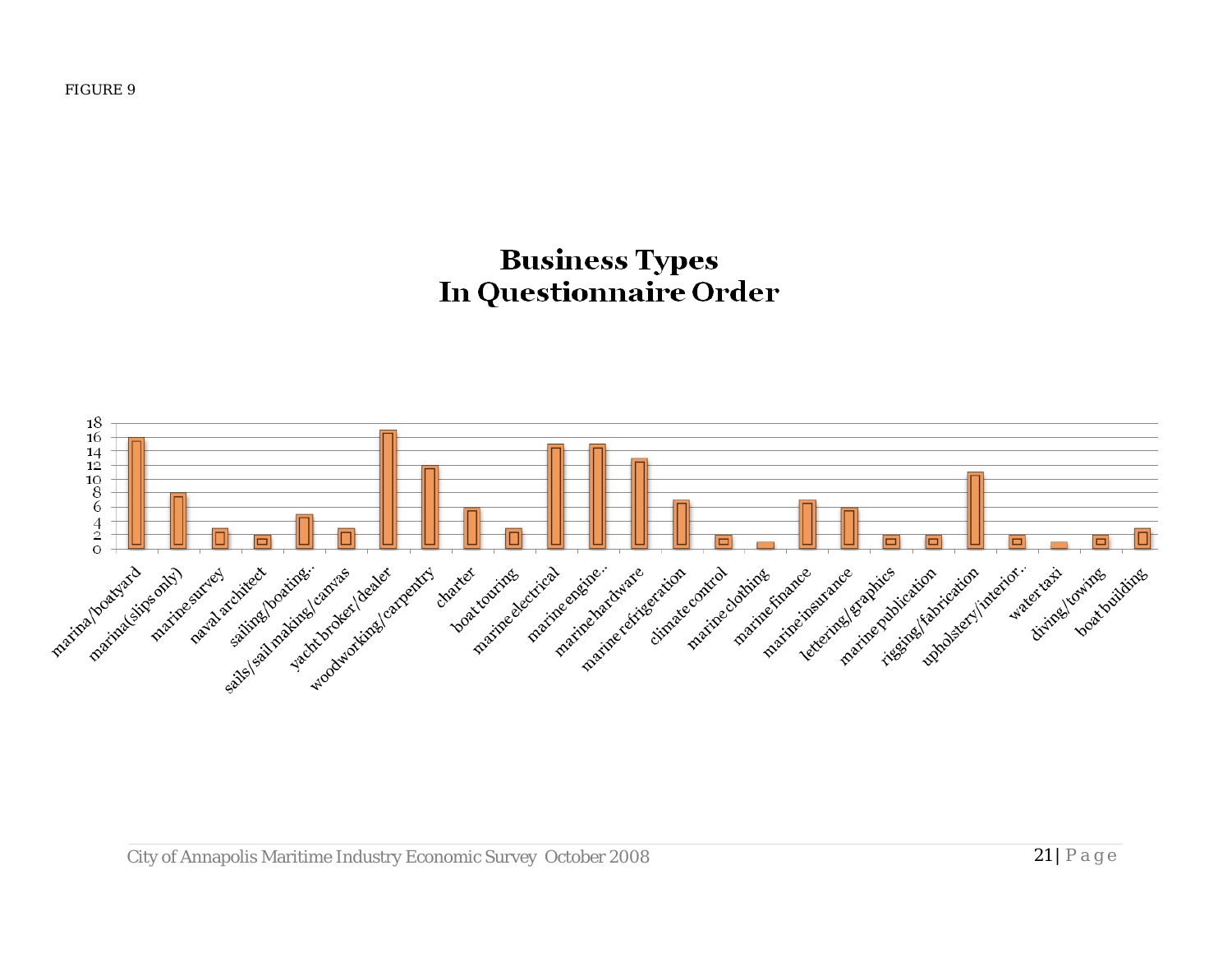FIGURE 9

## Business Types In Questionnaire Order

| Business Type | Count |
|---|---|
| marina/boatyard | 16 |
| marina(slips only) | 8 |
| marine survey | 3 |
| naval architect | 2 |
| sailing/boating... | 5 |
| sails/sail making/canvas | 3 |
| yacht broker/dealer | 17 |
| woodworking/carpentry | 12 |
| charter | 6 |
| boat touring | 3 |
| marine electrical | 15 |
| marine engine... | 15 |
| marine hardware | 13 |
| marine refrigeration | 7 |
| climate control | 2 |
| marine clothing | 1 |
| marine finance | 7 |
| marine insurance | 6 |
| lettering/graphics | 2 |
| marine publication | 2 |
| rigging/fabrication | 11 |
| upholstery/interior... | 2 |
| water taxi | 1 |
| diving/towing | 2 |
| boat building | 3 |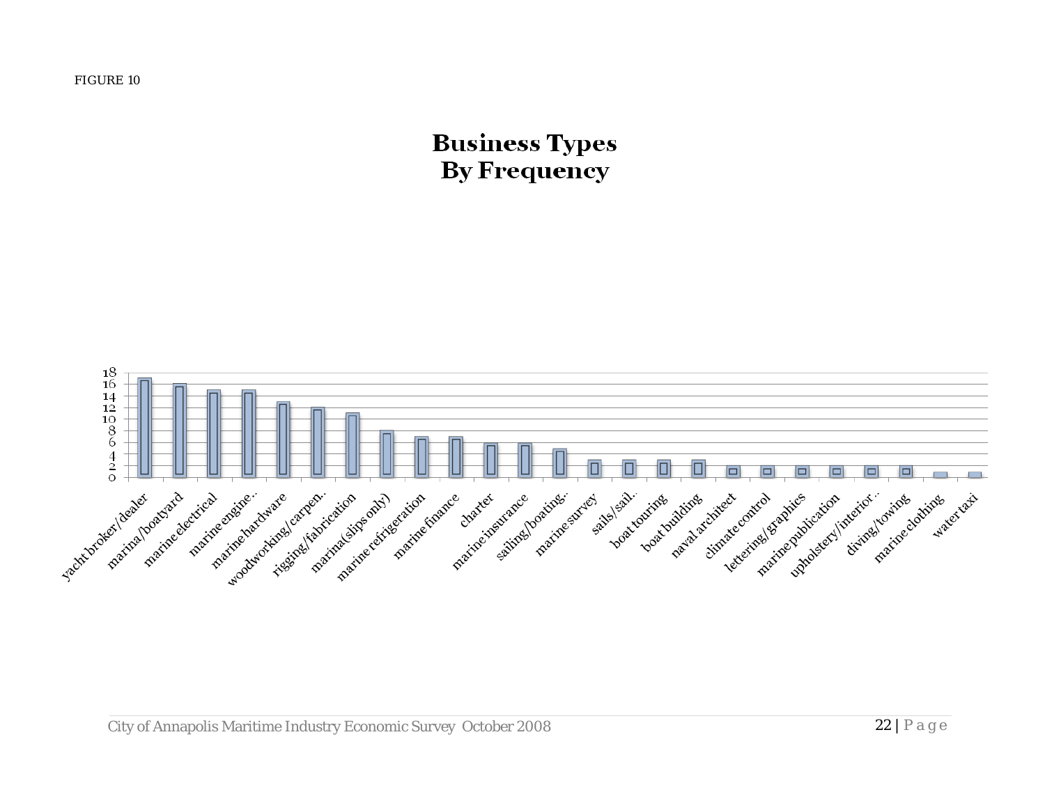FIGURE 10

# Business Types By Frequency

| Business Type | Frequency |
|---|---|
| yacht broker/dealer | 17 |
| marina/boatyard | 16 |
| marine electrical | 15 |
| marine engine... | 15 |
| marine hardware | 13 |
| woodworking/carpen... | 12 |
| rigging/fabrication | 11 |
| marina(slips only) | 8 |
| marine refrigeration | 7 |
| marine finance | 7 |
| charter | 6 |
| marine insurance | 6 |
| sailing/boating... | 5 |
| marine survey | 3 |
| sails/sail... | 3 |
| boat touring | 3 |
| boat building | 3 |
| naval architect | 2 |
| climate control | 2 |
| lettering/graphics | 2 |
| marine publication | 2 |
| upholstery/interior... | 2 |
| diving/towing | 2 |
| marine clothing | 1 |
| water taxi | 1 |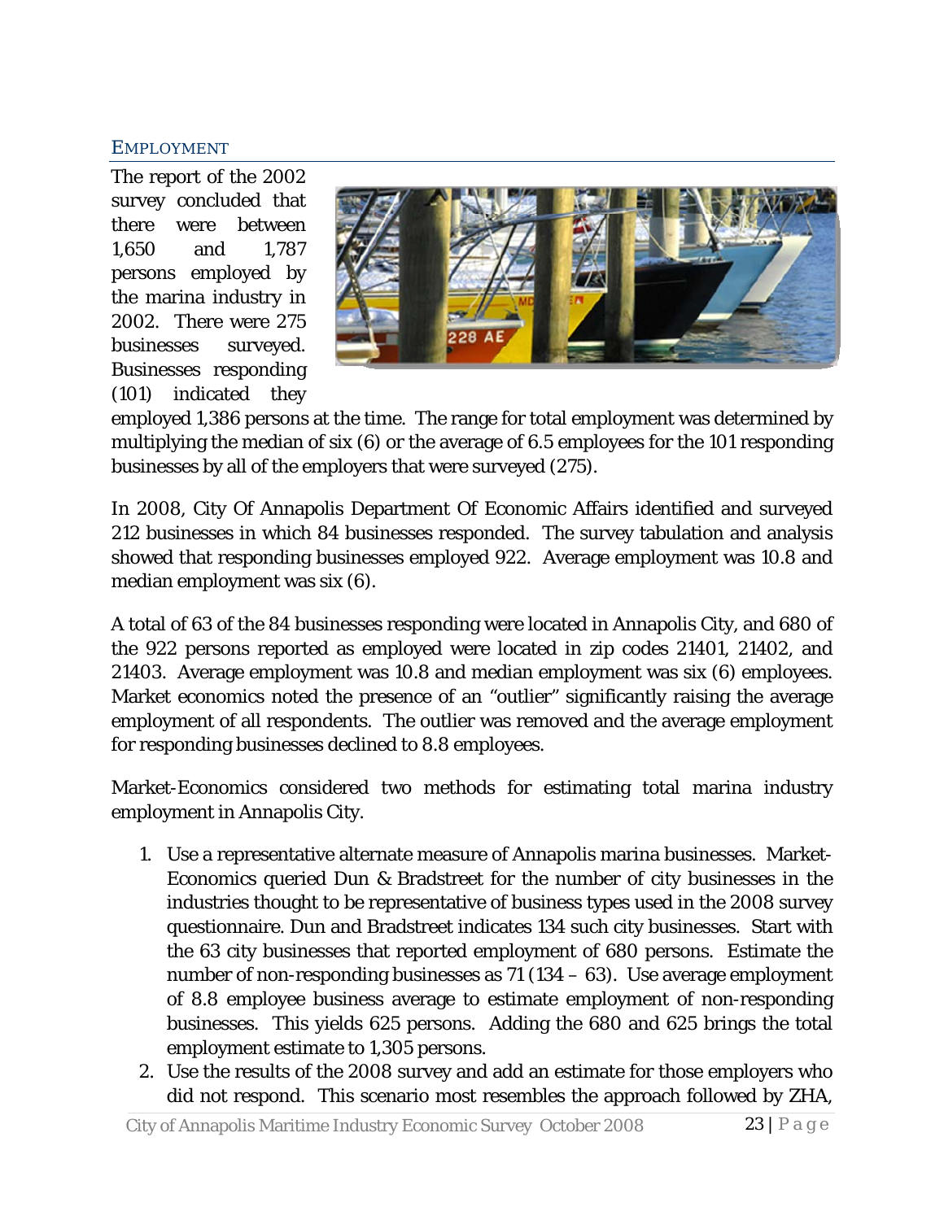## EMPLOYMENT

The report of the 2002 survey concluded that there were between 1,650 and 1,787 persons employed by the marina industry in 2002. There were 275 businesses surveyed. Businesses responding (101) indicated they employed 1,386 persons at the time. The range for total employment was determined by multiplying the median of six (6) or the average of 6.5 employees for the 101 responding businesses by all of the employers that were surveyed (275).

In 2008, City Of Annapolis Department Of Economic Affairs identified and surveyed 212 businesses in which 84 businesses responded. The survey tabulation and analysis showed that responding businesses employed 922. Average employment was 10.8 and median employment was six (6).

A total of 63 of the 84 businesses responding were located in Annapolis City, and 680 of the 922 persons reported as employed were located in zip codes 21401, 21402, and 21403. Average employment was 10.8 and median employment was six (6) employees. Market economics noted the presence of an "outlier" significantly raising the average employment of all respondents. The outlier was removed and the average employment for responding businesses declined to 8.8 employees.

Market-Economics considered two methods for estimating total marina industry employment in Annapolis City.

1. Use a representative alternate measure of Annapolis marina businesses. Market-Economics queried Dun & Bradstreet for the number of city businesses in the industries thought to be representative of business types used in the 2008 survey questionnaire. Dun and Bradstreet indicates 134 such city businesses. Start with the 63 city businesses that reported employment of 680 persons. Estimate the number of non-responding businesses as 71 (134 – 63). Use average employment of 8.8 employee business average to estimate employment of non-responding businesses. This yields 625 persons. Adding the 680 and 625 brings the total employment estimate to 1,305 persons.
2. Use the results of the 2008 survey and add an estimate for those employers who did not respond. This scenario most resembles the approach followed by ZHA,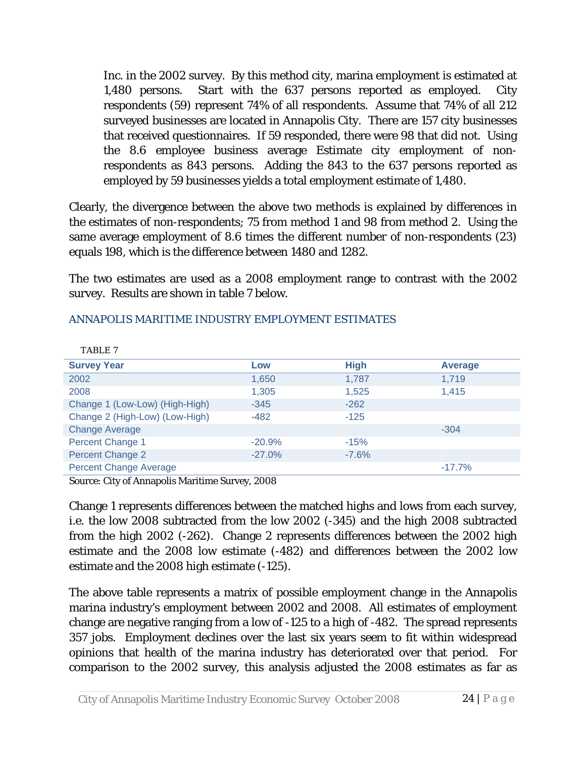Inc. in the 2002 survey. By this method city, marina employment is estimated at 1,480 persons. Start with the 637 persons reported as employed. City respondents (59) represent 74% of all respondents. Assume that 74% of all 212 surveyed businesses are located in Annapolis City. There are 157 city businesses that received questionnaires. If 59 responded, there were 98 that did not. Using the 8.6 employee business average Estimate city employment of non-respondents as 843 persons. Adding the 843 to the 637 persons reported as employed by 59 businesses yields a total employment estimate of 1,480.

Clearly, the divergence between the above two methods is explained by differences in the estimates of non-respondents; 75 from method 1 and 98 from method 2. Using the same average employment of 8.6 times the different number of non-respondents (23) equals 198, which is the difference between 1480 and 1282.

The two estimates are used as a 2008 employment range to contrast with the 2002 survey. Results are shown in table 7 below.

### ANNAPOLIS MARITIME INDUSTRY EMPLOYMENT ESTIMATES

TABLE 7

| Survey Year | Low | High | Average |
|---|---|---|---|
| 2002 | 1,650 | 1,787 | 1,719 |
| 2008 | 1,305 | 1,525 | 1,415 |
| Change 1 (Low-Low) (High-High) | -345 | -262 | |
| Change 2 (High-Low) (Low-High) | -482 | -125 | |
| Change Average | | | -304 |
| Percent Change 1 | -20.9% | -15% | |
| Percent Change 2 | -27.0% | -7.6% | |
| Percent Change Average | | | -17.7% |

Source: City of Annapolis Maritime Survey, 2008

Change 1 represents differences between the matched highs and lows from each survey, i.e. the low 2008 subtracted from the low 2002 (-345) and the high 2008 subtracted from the high 2002 (-262). Change 2 represents differences between the 2002 high estimate and the 2008 low estimate (-482) and differences between the 2002 low estimate and the 2008 high estimate (-125).

The above table represents a matrix of possible employment change in the Annapolis marina industry's employment between 2002 and 2008. All estimates of employment change are negative ranging from a low of -125 to a high of -482. The spread represents 357 jobs. Employment declines over the last six years seem to fit within widespread opinions that health of the marina industry has deteriorated over that period. For comparison to the 2002 survey, this analysis adjusted the 2008 estimates as far as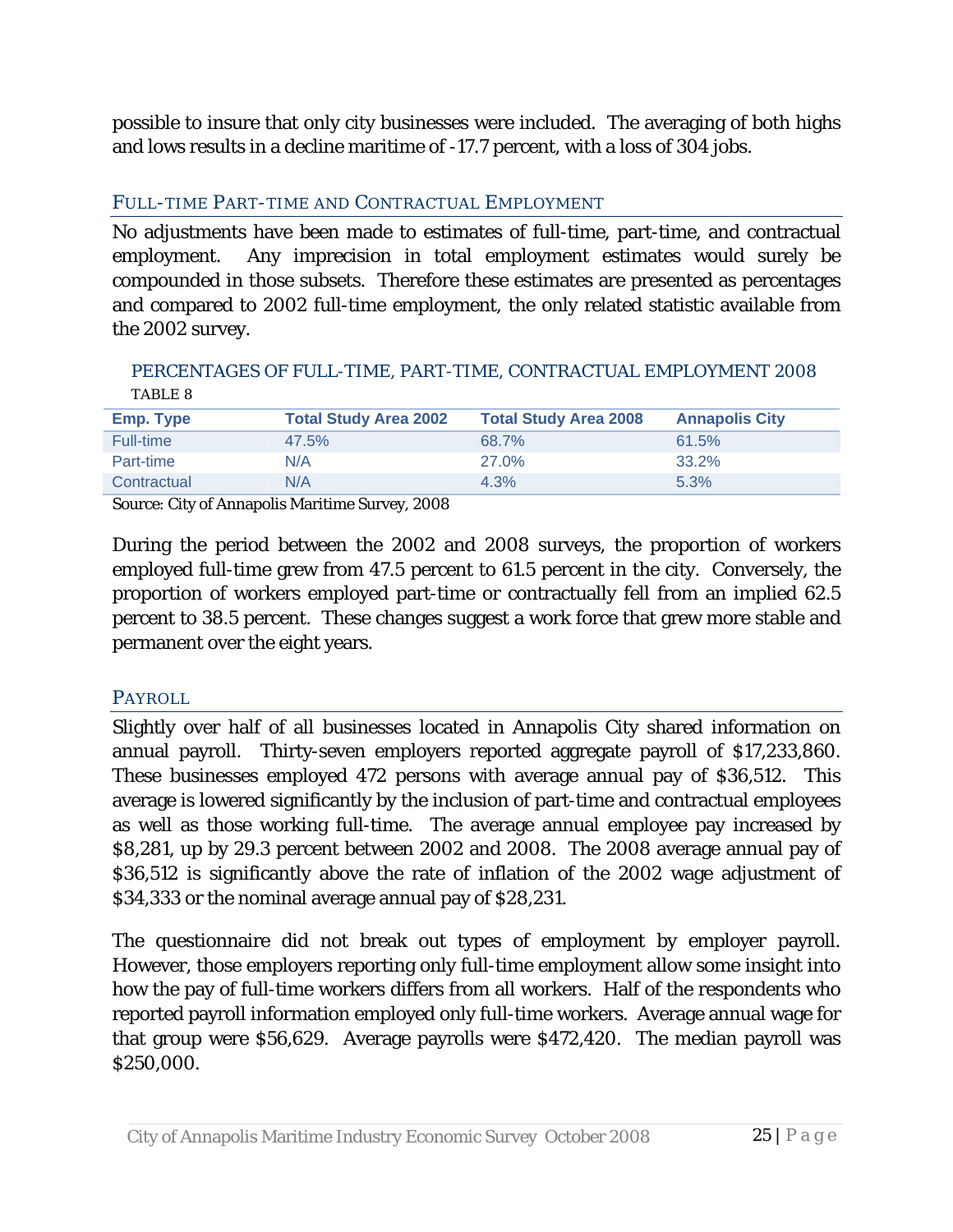possible to insure that only city businesses were included. The averaging of both highs and lows results in a decline maritime of -17.7 percent, with a loss of 304 jobs.

## FULL-TIME PART-TIME AND CONTRACTUAL EMPLOYMENT

No adjustments have been made to estimates of full-time, part-time, and contractual employment. Any imprecision in total employment estimates would surely be compounded in those subsets. Therefore these estimates are presented as percentages and compared to 2002 full-time employment, the only related statistic available from the 2002 survey.

### PERCENTAGES OF FULL-TIME, PART-TIME, CONTRACTUAL EMPLOYMENT 2008

TABLE 8

| Emp. Type | Total Study Area 2002 | Total Study Area 2008 | Annapolis City |
|---|---|---|---|
| Full-time | 47.5% | 68.7% | 61.5% |
| Part-time | N/A | 27.0% | 33.2% |
| Contractual | N/A | 4.3% | 5.3% |

Source: City of Annapolis Maritime Survey, 2008

During the period between the 2002 and 2008 surveys, the proportion of workers employed full-time grew from 47.5 percent to 61.5 percent in the city. Conversely, the proportion of workers employed part-time or contractually fell from an implied 62.5 percent to 38.5 percent. These changes suggest a work force that grew more stable and permanent over the eight years.

## PAYROLL

Slightly over half of all businesses located in Annapolis City shared information on annual payroll. Thirty-seven employers reported aggregate payroll of $17,233,860. These businesses employed 472 persons with average annual pay of $36,512. This average is lowered significantly by the inclusion of part-time and contractual employees as well as those working full-time. The average annual employee pay increased by $8,281, up by 29.3 percent between 2002 and 2008. The 2008 average annual pay of $36,512 is significantly above the rate of inflation of the 2002 wage adjustment of $34,333 or the nominal average annual pay of $28,231.

The questionnaire did not break out types of employment by employer payroll. However, those employers reporting only full-time employment allow some insight into how the pay of full-time workers differs from all workers. Half of the respondents who reported payroll information employed only full-time workers. Average annual wage for that group were $56,629. Average payrolls were $472,420. The median payroll was $250,000.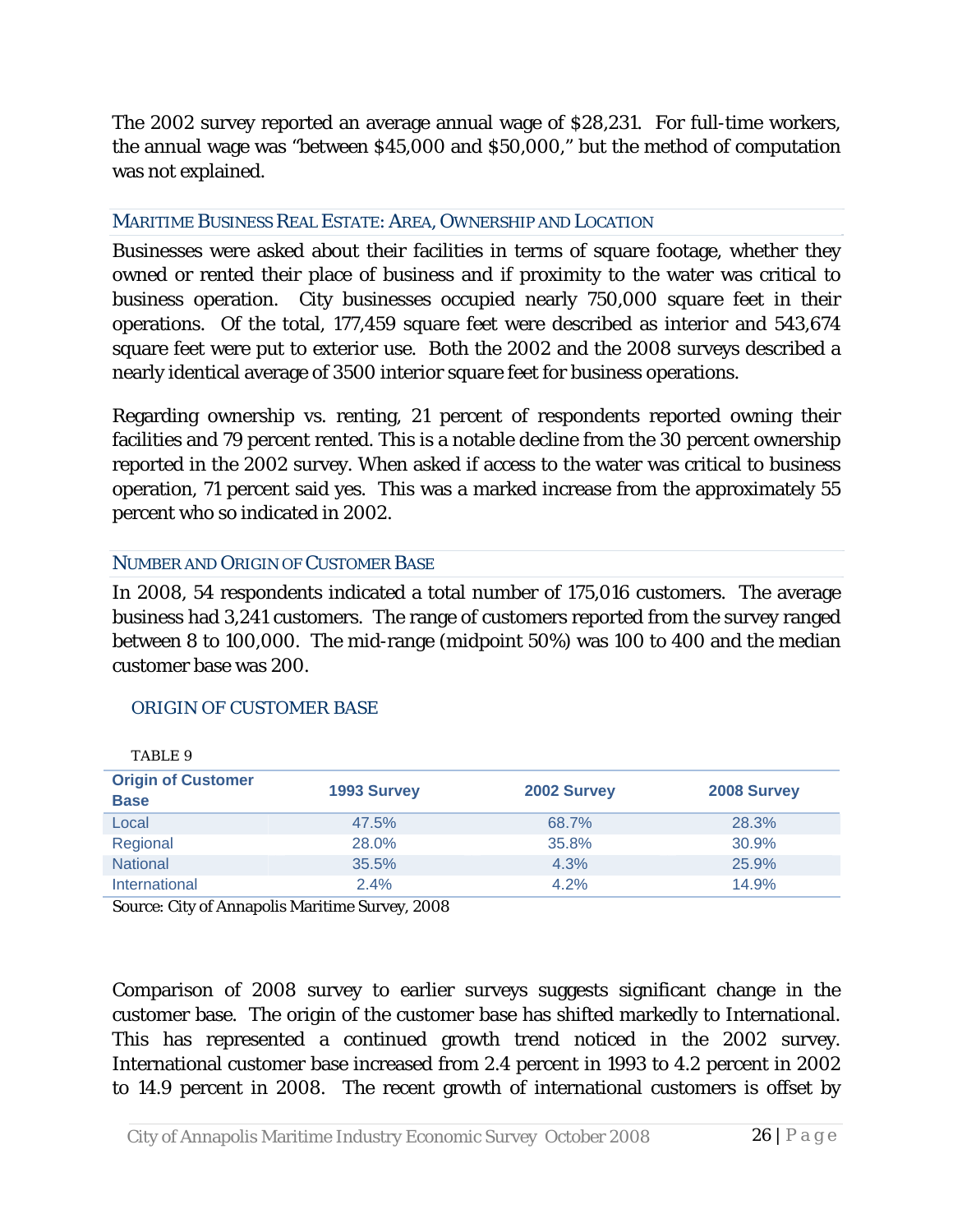The 2002 survey reported an average annual wage of $28,231. For full-time workers, the annual wage was "between $45,000 and $50,000," but the method of computation was not explained.

### Maritime Business Real Estate: Area, Ownership and Location

Businesses were asked about their facilities in terms of square footage, whether they owned or rented their place of business and if proximity to the water was critical to business operation. City businesses occupied nearly 750,000 square feet in their operations. Of the total, 177,459 square feet were described as interior and 543,674 square feet were put to exterior use. Both the 2002 and the 2008 surveys described a nearly identical average of 3500 interior square feet for business operations.

Regarding ownership vs. renting, 21 percent of respondents reported owning their facilities and 79 percent rented. This is a notable decline from the 30 percent ownership reported in the 2002 survey. When asked if access to the water was critical to business operation, 71 percent said yes. This was a marked increase from the approximately 55 percent who so indicated in 2002.

### Number and Origin of Customer Base

In 2008, 54 respondents indicated a total number of 175,016 customers. The average business had 3,241 customers. The range of customers reported from the survey ranged between 8 to 100,000. The mid-range (midpoint 50%) was 100 to 400 and the median customer base was 200.

#### ORIGIN OF CUSTOMER BASE

TABLE 9

| Origin of Customer Base | 1993 Survey | 2002 Survey | 2008 Survey |
|---|---|---|---|
| Local | 47.5% | 68.7% | 28.3% |
| Regional | 28.0% | 35.8% | 30.9% |
| National | 35.5% | 4.3% | 25.9% |
| International | 2.4% | 4.2% | 14.9% |

Source: City of Annapolis Maritime Survey, 2008

Comparison of 2008 survey to earlier surveys suggests significant change in the customer base. The origin of the customer base has shifted markedly to International. This has represented a continued growth trend noticed in the 2002 survey. International customer base increased from 2.4 percent in 1993 to 4.2 percent in 2002 to 14.9 percent in 2008. The recent growth of international customers is offset by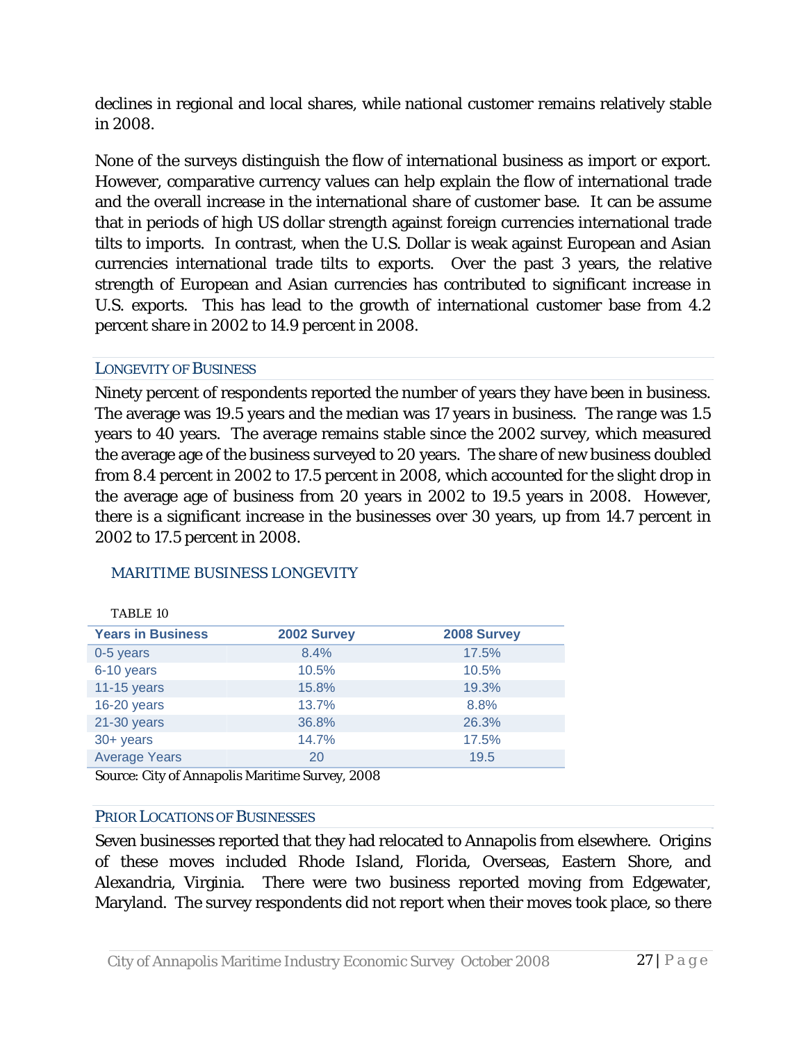declines in regional and local shares, while national customer remains relatively stable in 2008.

None of the surveys distinguish the flow of international business as import or export. However, comparative currency values can help explain the flow of international trade and the overall increase in the international share of customer base. It can be assume that in periods of high US dollar strength against foreign currencies international trade tilts to imports. In contrast, when the U.S. Dollar is weak against European and Asian currencies international trade tilts to exports. Over the past 3 years, the relative strength of European and Asian currencies has contributed to significant increase in U.S. exports. This has lead to the growth of international customer base from 4.2 percent share in 2002 to 14.9 percent in 2008.

## LONGEVITY OF BUSINESS

Ninety percent of respondents reported the number of years they have been in business. The average was 19.5 years and the median was 17 years in business. The range was 1.5 years to 40 years. The average remains stable since the 2002 survey, which measured the average age of the business surveyed to 20 years. The share of new business doubled from 8.4 percent in 2002 to 17.5 percent in 2008, which accounted for the slight drop in the average age of business from 20 years in 2002 to 19.5 years in 2008. However, there is a significant increase in the businesses over 30 years, up from 14.7 percent in 2002 to 17.5 percent in 2008.

### MARITIME BUSINESS LONGEVITY

TABLE 10

| Years in Business | 2002 Survey | 2008 Survey |
|---|---|---|
| 0-5 years | 8.4% | 17.5% |
| 6-10 years | 10.5% | 10.5% |
| 11-15 years | 15.8% | 19.3% |
| 16-20 years | 13.7% | 8.8% |
| 21-30 years | 36.8% | 26.3% |
| 30+ years | 14.7% | 17.5% |
| Average Years | 20 | 19.5 |

Source: City of Annapolis Maritime Survey, 2008

## PRIOR LOCATIONS OF BUSINESSES

Seven businesses reported that they had relocated to Annapolis from elsewhere. Origins of these moves included Rhode Island, Florida, Overseas, Eastern Shore, and Alexandria, Virginia. There were two business reported moving from Edgewater, Maryland. The survey respondents did not report when their moves took place, so there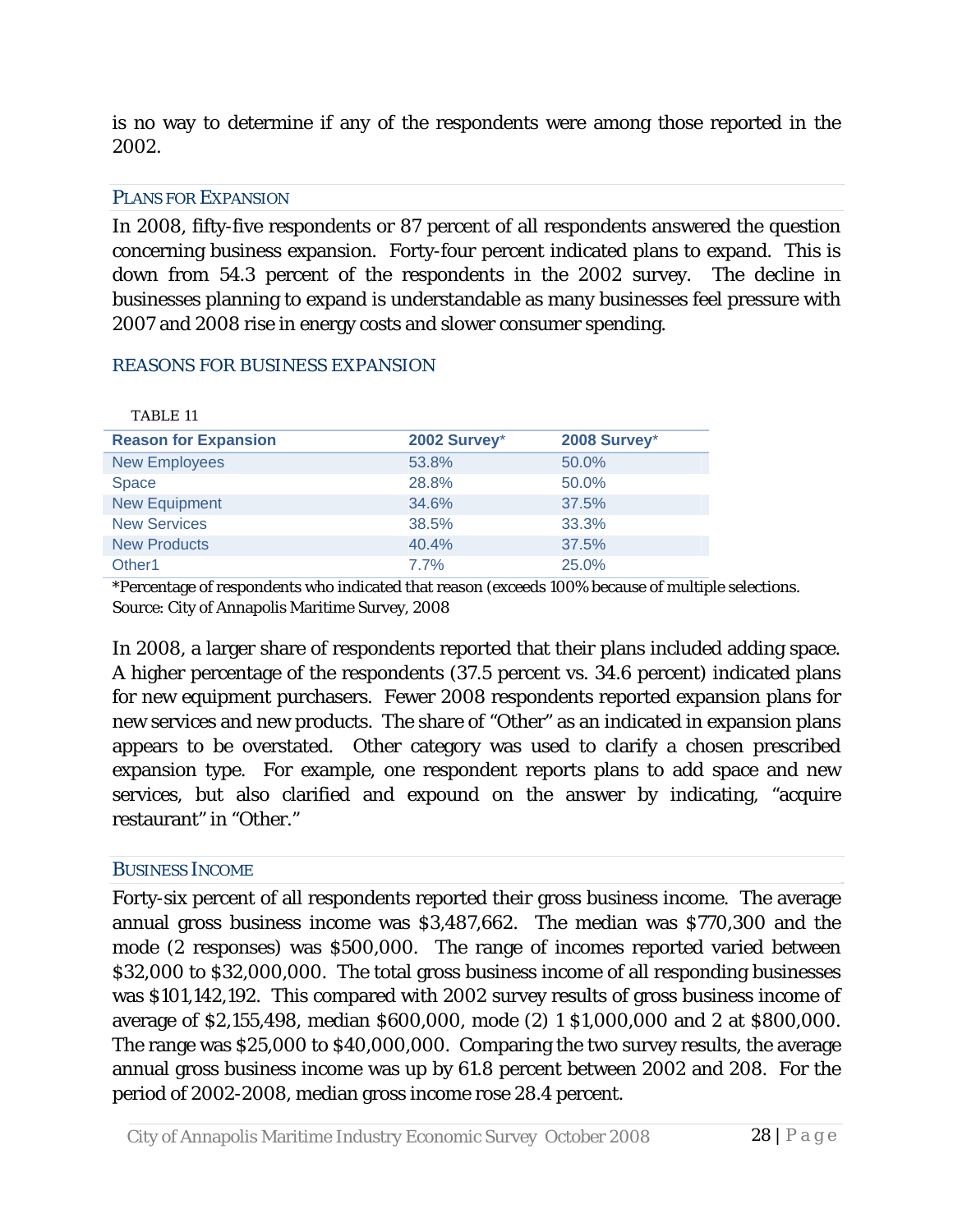is no way to determine if any of the respondents were among those reported in the 2002.

### PLANS FOR EXPANSION

In 2008, fifty-five respondents or 87 percent of all respondents answered the question concerning business expansion. Forty-four percent indicated plans to expand. This is down from 54.3 percent of the respondents in the 2002 survey. The decline in businesses planning to expand is understandable as many businesses feel pressure with 2007 and 2008 rise in energy costs and slower consumer spending.

### REASONS FOR BUSINESS EXPANSION

TABLE 11

| Reason for Expansion | 2002 Survey* | 2008 Survey* |
|---|---|---|
| New Employees | 53.8% | 50.0% |
| Space | 28.8% | 50.0% |
| New Equipment | 34.6% | 37.5% |
| New Services | 38.5% | 33.3% |
| New Products | 40.4% | 37.5% |
| Other1 | 7.7% | 25.0% |

*Percentage of respondents who indicated that reason (exceeds 100% because of multiple selections.
Source: City of Annapolis Maritime Survey, 2008

In 2008, a larger share of respondents reported that their plans included adding space. A higher percentage of the respondents (37.5 percent vs. 34.6 percent) indicated plans for new equipment purchasers. Fewer 2008 respondents reported expansion plans for new services and new products. The share of "Other" as an indicated in expansion plans appears to be overstated. Other category was used to clarify a chosen prescribed expansion type. For example, one respondent reports plans to add space and new services, but also clarified and expound on the answer by indicating, "acquire restaurant" in "Other."

### BUSINESS INCOME

Forty-six percent of all respondents reported their gross business income. The average annual gross business income was $3,487,662. The median was $770,300 and the mode (2 responses) was $500,000. The range of incomes reported varied between $32,000 to $32,000,000. The total gross business income of all responding businesses was $101,142,192. This compared with 2002 survey results of gross business income of average of $2,155,498, median $600,000, mode (2) 1 $1,000,000 and 2 at $800,000. The range was $25,000 to $40,000,000. Comparing the two survey results, the average annual gross business income was up by 61.8 percent between 2002 and 208. For the period of 2002-2008, median gross income rose 28.4 percent.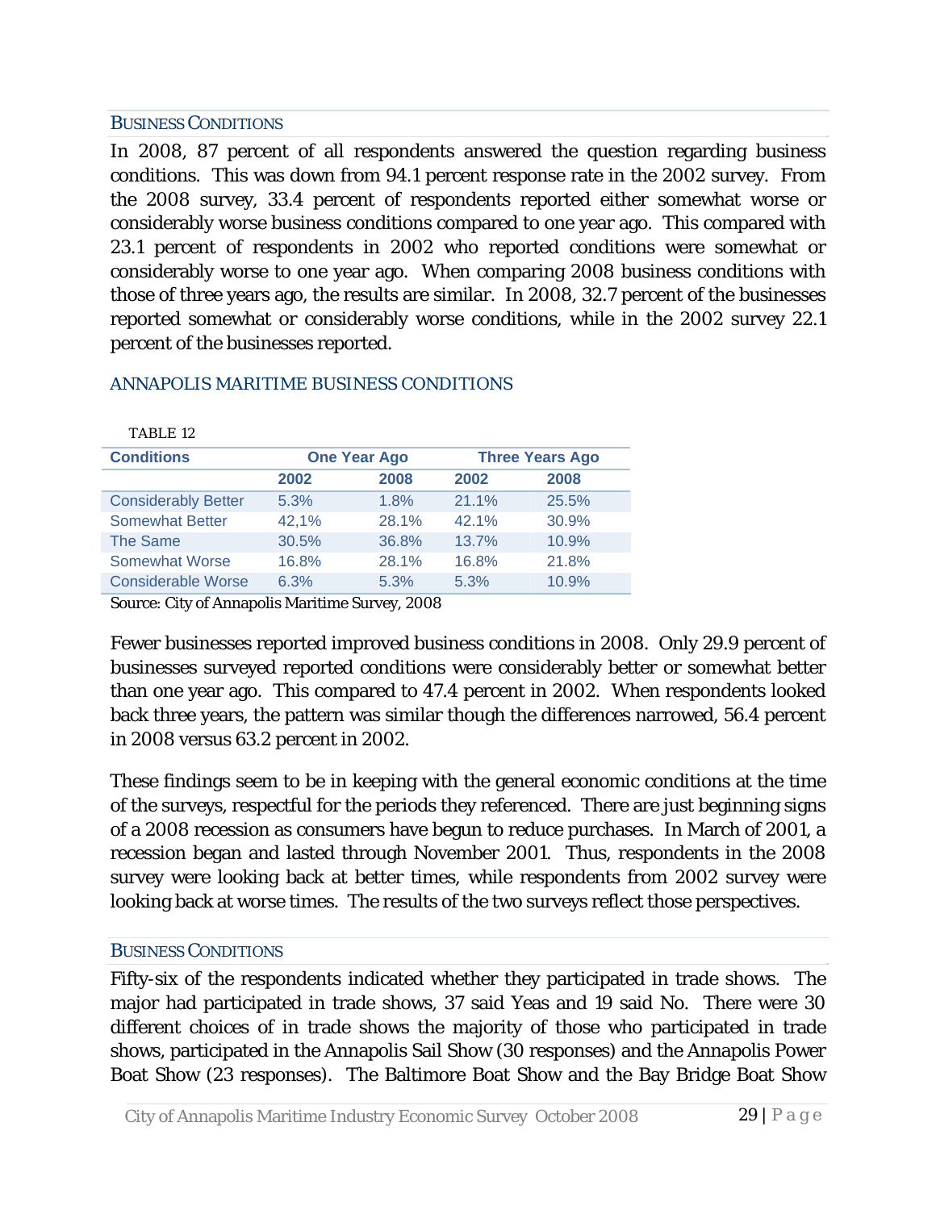## BUSINESS CONDITIONS

In 2008, 87 percent of all respondents answered the question regarding business conditions. This was down from 94.1 percent response rate in the 2002 survey. From the 2008 survey, 33.4 percent of respondents reported either somewhat worse or considerably worse business conditions compared to one year ago. This compared with 23.1 percent of respondents in 2002 who reported conditions were somewhat or considerably worse to one year ago. When comparing 2008 business conditions with those of three years ago, the results are similar. In 2008, 32.7 percent of the businesses reported somewhat or considerably worse conditions, while in the 2002 survey 22.1 percent of the businesses reported.

### ANNAPOLIS MARITIME BUSINESS CONDITIONS

TABLE 12

| Conditions | One Year Ago | | Three Years Ago | |
|---|---|---|---|---|
| | 2002 | 2008 | 2002 | 2008 |
| Considerably Better | 5.3% | 1.8% | 21.1% | 25.5% |
| Somewhat Better | 42,1% | 28.1% | 42.1% | 30.9% |
| The Same | 30.5% | 36.8% | 13.7% | 10.9% |
| Somewhat Worse | 16.8% | 28.1% | 16.8% | 21.8% |
| Considerable Worse | 6.3% | 5.3% | 5.3% | 10.9% |

Source: City of Annapolis Maritime Survey, 2008

Fewer businesses reported improved business conditions in 2008. Only 29.9 percent of businesses surveyed reported conditions were considerably better or somewhat better than one year ago. This compared to 47.4 percent in 2002. When respondents looked back three years, the pattern was similar though the differences narrowed, 56.4 percent in 2008 versus 63.2 percent in 2002.

These findings seem to be in keeping with the general economic conditions at the time of the surveys, respectful for the periods they referenced. There are just beginning signs of a 2008 recession as consumers have begun to reduce purchases. In March of 2001, a recession began and lasted through November 2001. Thus, respondents in the 2008 survey were looking back at better times, while respondents from 2002 survey were looking back at worse times. The results of the two surveys reflect those perspectives.

## BUSINESS CONDITIONS

Fifty-six of the respondents indicated whether they participated in trade shows. The major had participated in trade shows, 37 said Yeas and 19 said No. There were 30 different choices of in trade shows the majority of those who participated in trade shows, participated in the Annapolis Sail Show (30 responses) and the Annapolis Power Boat Show (23 responses). The Baltimore Boat Show and the Bay Bridge Boat Show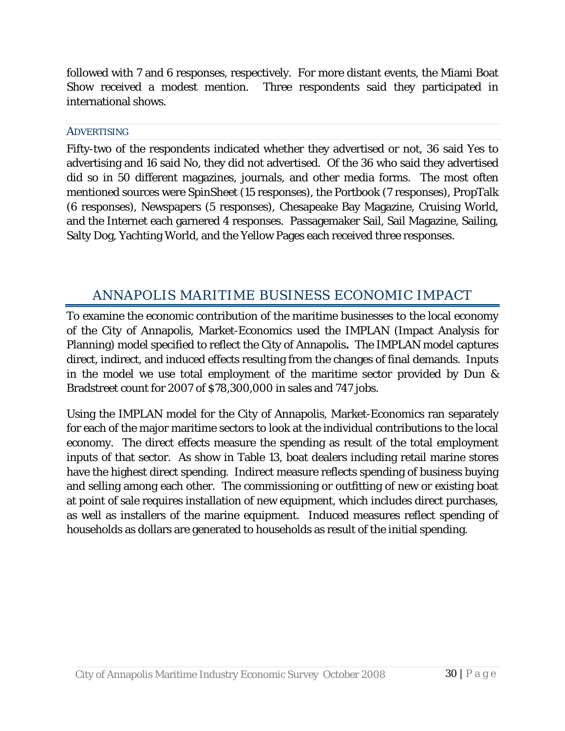followed with 7 and 6 responses, respectively. For more distant events, the Miami Boat Show received a modest mention. Three respondents said they participated in international shows.

### ADVERTISING

Fifty-two of the respondents indicated whether they advertised or not, 36 said Yes to advertising and 16 said No, they did not advertised. Of the 36 who said they advertised did so in 50 different magazines, journals, and other media forms. The most often mentioned sources were SpinSheet (15 responses), the Portbook (7 responses), PropTalk (6 responses), Newspapers (5 responses), Chesapeake Bay Magazine, Cruising World, and the Internet each garnered 4 responses. Passagemaker Sail, Sail Magazine, Sailing, Salty Dog, Yachting World, and the Yellow Pages each received three responses.

## ANNAPOLIS MARITIME BUSINESS ECONOMIC IMPACT

To examine the economic contribution of the maritime businesses to the local economy of the City of Annapolis, Market-Economics used the IMPLAN (Impact Analysis for Planning) model specified to reflect the City of Annapolis**.** The IMPLAN model captures direct, indirect, and induced effects resulting from the changes of final demands. Inputs in the model we use total employment of the maritime sector provided by Dun & Bradstreet count for 2007 of $78,300,000 in sales and 747 jobs.

Using the IMPLAN model for the City of Annapolis, Market-Economics ran separately for each of the major maritime sectors to look at the individual contributions to the local economy. The direct effects measure the spending as result of the total employment inputs of that sector. As show in Table 13, boat dealers including retail marine stores have the highest direct spending. Indirect measure reflects spending of business buying and selling among each other. The commissioning or outfitting of new or existing boat at point of sale requires installation of new equipment, which includes direct purchases, as well as installers of the marine equipment. Induced measures reflect spending of households as dollars are generated to households as result of the initial spending.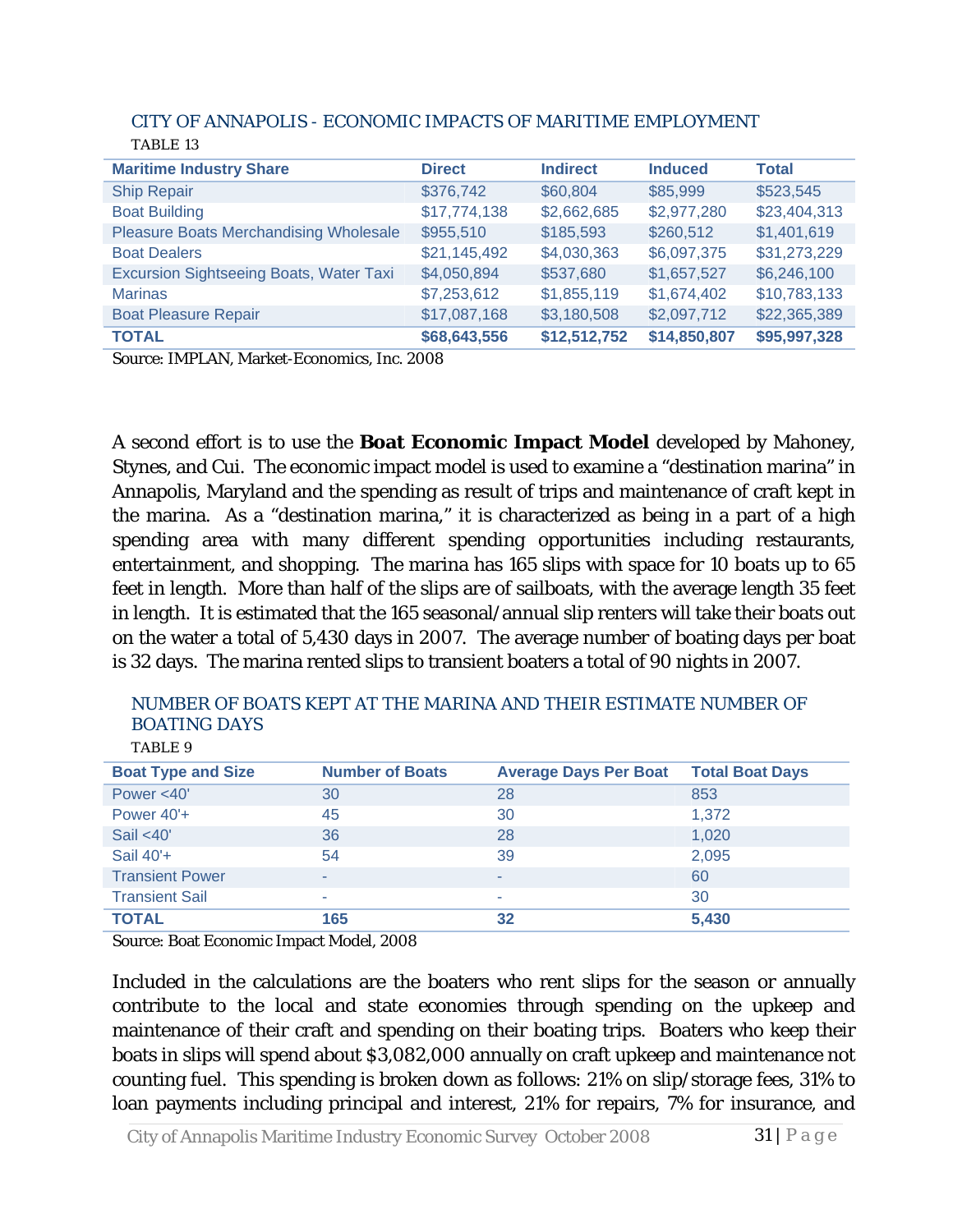CITY OF ANNAPOLIS - ECONOMIC IMPACTS OF MARITIME EMPLOYMENT

TABLE 13

| Maritime Industry Share | Direct | Indirect | Induced | Total |
|---|---|---|---|---|
| Ship Repair | $376,742 | $60,804 | $85,999 | $523,545 |
| Boat Building | $17,774,138 | $2,662,685 | $2,977,280 | $23,404,313 |
| Pleasure Boats Merchandising Wholesale | $955,510 | $185,593 | $260,512 | $1,401,619 |
| Boat Dealers | $21,145,492 | $4,030,363 | $6,097,375 | $31,273,229 |
| Excursion Sightseeing Boats, Water Taxi | $4,050,894 | $537,680 | $1,657,527 | $6,246,100 |
| Marinas | $7,253,612 | $1,855,119 | $1,674,402 | $10,783,133 |
| Boat Pleasure Repair | $17,087,168 | $3,180,508 | $2,097,712 | $22,365,389 |
| **TOTAL** | **$68,643,556** | **$12,512,752** | **$14,850,807** | **$95,997,328** |

Source: IMPLAN, Market-Economics, Inc. 2008

A second effort is to use the **Boat Economic Impact Model** developed by Mahoney, Stynes, and Cui. The economic impact model is used to examine a "destination marina" in Annapolis, Maryland and the spending as result of trips and maintenance of craft kept in the marina. As a "destination marina," it is characterized as being in a part of a high spending area with many different spending opportunities including restaurants, entertainment, and shopping. The marina has 165 slips with space for 10 boats up to 65 feet in length. More than half of the slips are of sailboats, with the average length 35 feet in length. It is estimated that the 165 seasonal/annual slip renters will take their boats out on the water a total of 5,430 days in 2007. The average number of boating days per boat is 32 days. The marina rented slips to transient boaters a total of 90 nights in 2007.

NUMBER OF BOATS KEPT AT THE MARINA AND THEIR ESTIMATE NUMBER OF BOATING DAYS

TABLE 9

| Boat Type and Size | Number of Boats | Average Days Per Boat | Total Boat Days |
|---|---|---|---|
| Power <40' | 30 | 28 | 853 |
| Power 40'+ | 45 | 30 | 1,372 |
| Sail <40' | 36 | 28 | 1,020 |
| Sail 40'+ | 54 | 39 | 2,095 |
| Transient Power | - | - | 60 |
| Transient Sail | - | - | 30 |
| **TOTAL** | **165** | **32** | **5,430** |

Source: Boat Economic Impact Model, 2008

Included in the calculations are the boaters who rent slips for the season or annually contribute to the local and state economies through spending on the upkeep and maintenance of their craft and spending on their boating trips. Boaters who keep their boats in slips will spend about $3,082,000 annually on craft upkeep and maintenance not counting fuel. This spending is broken down as follows: 21% on slip/storage fees, 31% to loan payments including principal and interest, 21% for repairs, 7% for insurance, and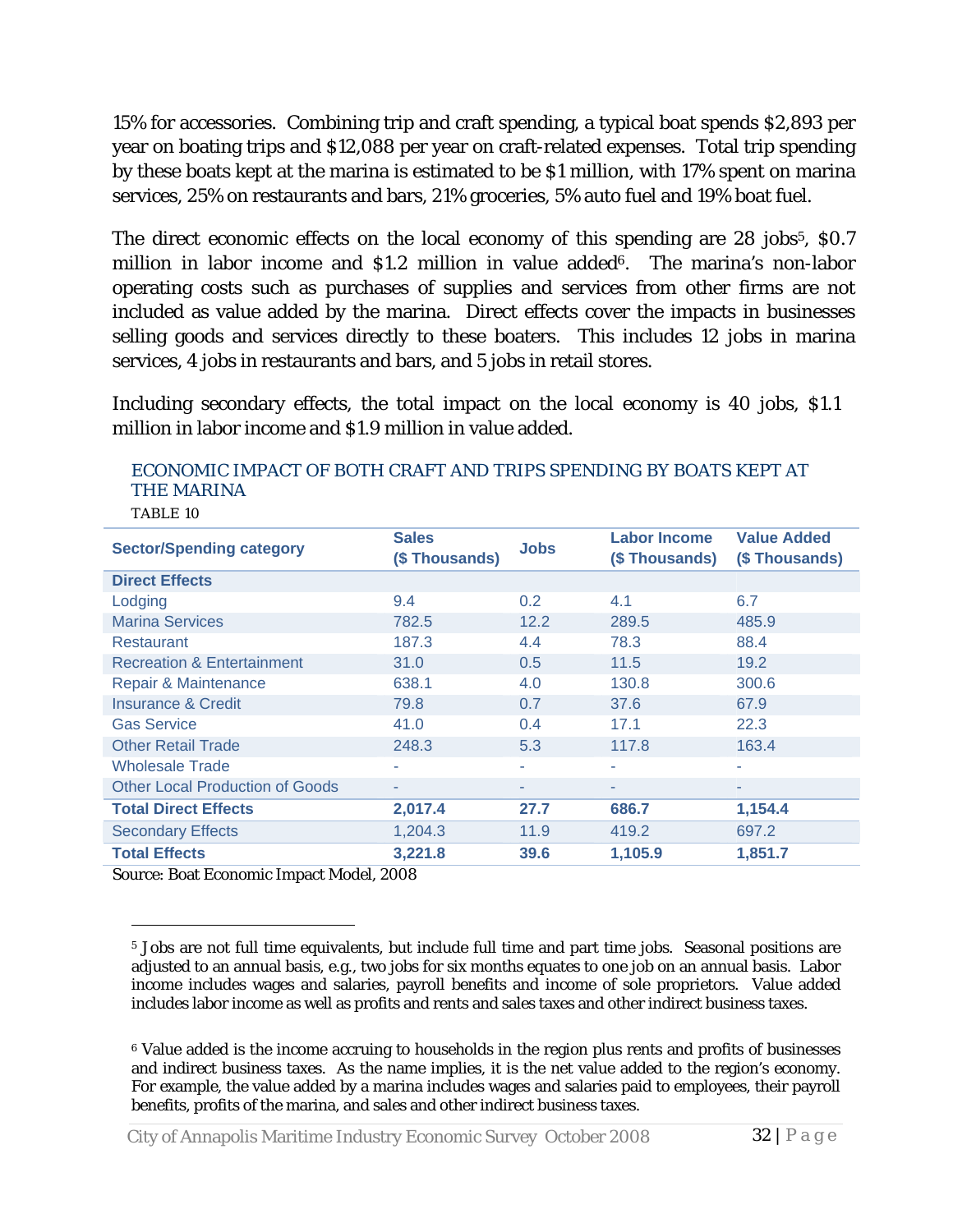15% for accessories. Combining trip and craft spending, a typical boat spends $2,893 per year on boating trips and $12,088 per year on craft-related expenses. Total trip spending by these boats kept at the marina is estimated to be $1 million, with 17% spent on marina services, 25% on restaurants and bars, 21% groceries, 5% auto fuel and 19% boat fuel.

The direct economic effects on the local economy of this spending are 28 jobs[5], $0.7 million in labor income and $1.2 million in value added[6]. The marina's non-labor operating costs such as purchases of supplies and services from other firms are not included as value added by the marina. Direct effects cover the impacts in businesses selling goods and services directly to these boaters. This includes 12 jobs in marina services, 4 jobs in restaurants and bars, and 5 jobs in retail stores.

Including secondary effects, the total impact on the local economy is 40 jobs, $1.1 million in labor income and $1.9 million in value added.

ECONOMIC IMPACT OF BOTH CRAFT AND TRIPS SPENDING BY BOATS KEPT AT THE MARINA

TABLE 10

| Sector/Spending category | Sales ($ Thousands) | Jobs | Labor Income ($ Thousands) | Value Added ($ Thousands) |
|---|---|---|---|---|
| **Direct Effects** | | | | |
| Lodging | 9.4 | 0.2 | 4.1 | 6.7 |
| Marina Services | 782.5 | 12.2 | 289.5 | 485.9 |
| Restaurant | 187.3 | 4.4 | 78.3 | 88.4 |
| Recreation & Entertainment | 31.0 | 0.5 | 11.5 | 19.2 |
| Repair & Maintenance | 638.1 | 4.0 | 130.8 | 300.6 |
| Insurance & Credit | 79.8 | 0.7 | 37.6 | 67.9 |
| Gas Service | 41.0 | 0.4 | 17.1 | 22.3 |
| Other Retail Trade | 248.3 | 5.3 | 117.8 | 163.4 |
| Wholesale Trade | - | - | - | - |
| Other Local Production of Goods | - | - | - | - |
| **Total Direct Effects** | **2,017.4** | **27.7** | **686.7** | **1,154.4** |
| Secondary Effects | 1,204.3 | 11.9 | 419.2 | 697.2 |
| **Total Effects** | **3,221.8** | **39.6** | **1,105.9** | **1,851.7** |

Source: Boat Economic Impact Model, 2008

[5] Jobs are not full time equivalents, but include full time and part time jobs. Seasonal positions are adjusted to an annual basis, e.g., two jobs for six months equates to one job on an annual basis. Labor income includes wages and salaries, payroll benefits and income of sole proprietors. Value added includes labor income as well as profits and rents and sales taxes and other indirect business taxes.

[6] Value added is the income accruing to households in the region plus rents and profits of businesses and indirect business taxes. As the name implies, it is the net value added to the region's economy. For example, the value added by a marina includes wages and salaries paid to employees, their payroll benefits, profits of the marina, and sales and other indirect business taxes.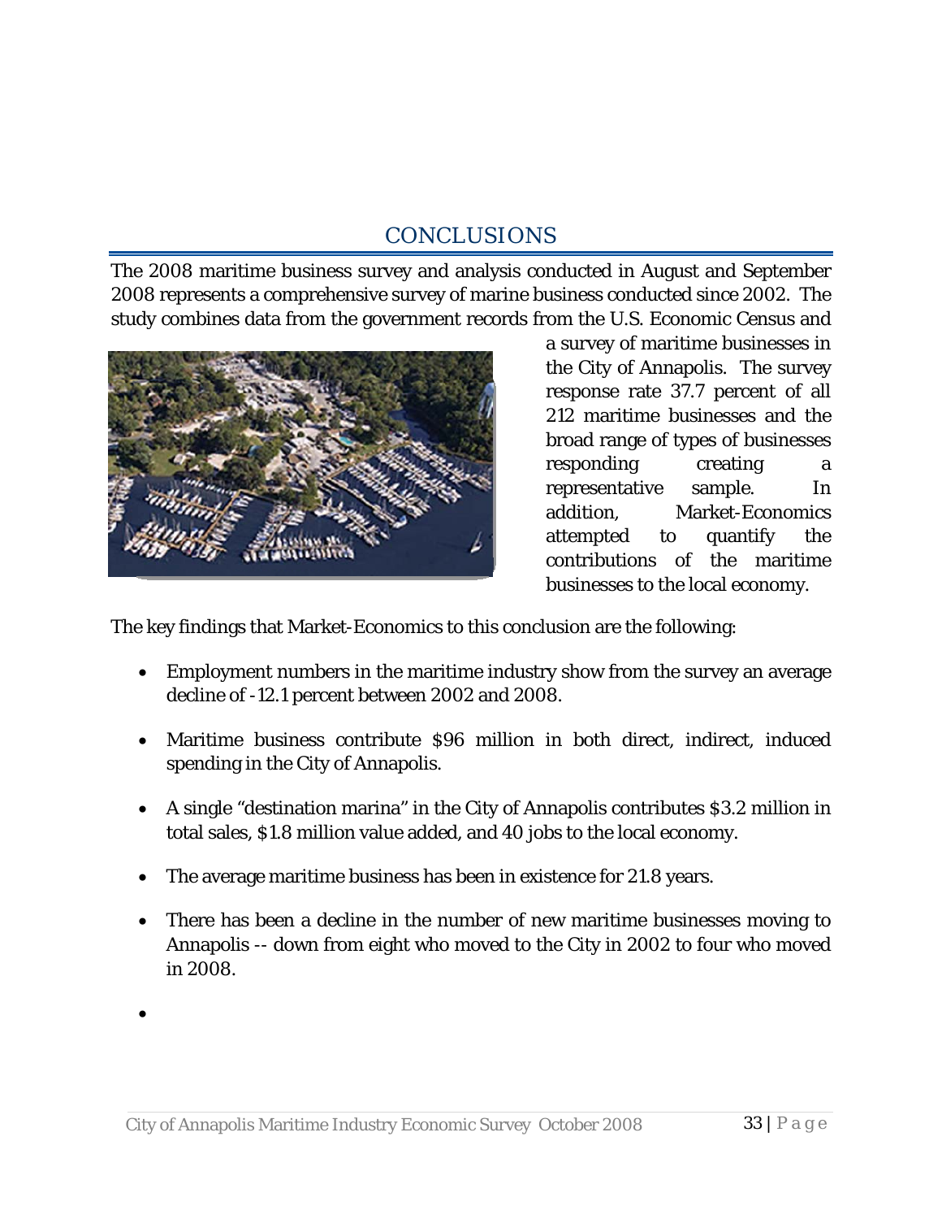## CONCLUSIONS

The 2008 maritime business survey and analysis conducted in August and September 2008 represents a comprehensive survey of marine business conducted since 2002. The study combines data from the government records from the U.S. Economic Census and a survey of maritime businesses in the City of Annapolis. The survey response rate 37.7 percent of all 212 maritime businesses and the broad range of types of businesses responding creating a representative sample. In addition, Market-Economics attempted to quantify the contributions of the maritime businesses to the local economy.

The key findings that Market-Economics to this conclusion are the following:

- Employment numbers in the maritime industry show from the survey an average decline of -12.1 percent between 2002 and 2008.
- Maritime business contribute $96 million in both direct, indirect, induced spending in the City of Annapolis.
- A single "destination marina" in the City of Annapolis contributes $3.2 million in total sales, $1.8 million value added, and 40 jobs to the local economy.
- The average maritime business has been in existence for 21.8 years.
- There has been a decline in the number of new maritime businesses moving to Annapolis -- down from eight who moved to the City in 2002 to four who moved in 2008.
-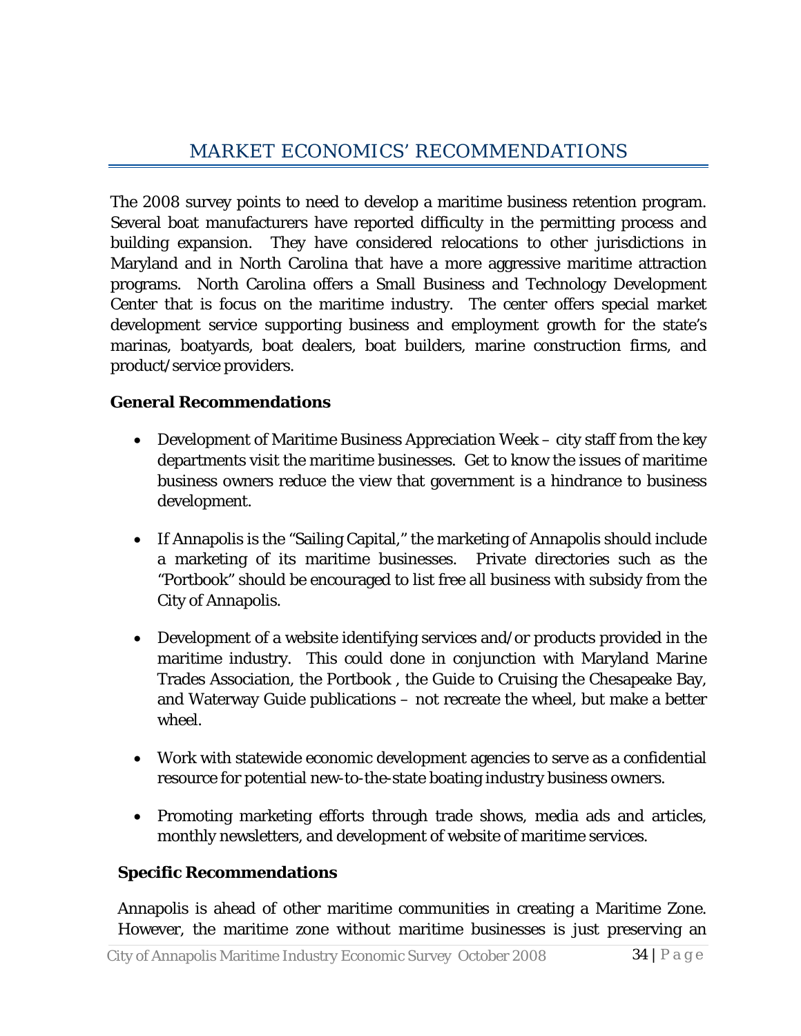# MARKET ECONOMICS' RECOMMENDATIONS

The 2008 survey points to need to develop a maritime business retention program. Several boat manufacturers have reported difficulty in the permitting process and building expansion. They have considered relocations to other jurisdictions in Maryland and in North Carolina that have a more aggressive maritime attraction programs. North Carolina offers a Small Business and Technology Development Center that is focus on the maritime industry. The center offers special market development service supporting business and employment growth for the state's marinas, boatyards, boat dealers, boat builders, marine construction firms, and product/service providers.

**General Recommendations**

- Development of Maritime Business Appreciation Week – city staff from the key departments visit the maritime businesses. Get to know the issues of maritime business owners reduce the view that government is a hindrance to business development.
- If Annapolis is the "Sailing Capital," the marketing of Annapolis should include a marketing of its maritime businesses. Private directories such as the "Portbook" should be encouraged to list free all business with subsidy from the City of Annapolis.
- Development of a website identifying services and/or products provided in the maritime industry. This could done in conjunction with Maryland Marine Trades Association, the Portbook , the Guide to Cruising the Chesapeake Bay, and Waterway Guide publications – not recreate the wheel, but make a better wheel.
- Work with statewide economic development agencies to serve as a confidential resource for potential new-to-the-state boating industry business owners.
- Promoting marketing efforts through trade shows, media ads and articles, monthly newsletters, and development of website of maritime services.

**Specific Recommendations**

Annapolis is ahead of other maritime communities in creating a Maritime Zone. However, the maritime zone without maritime businesses is just preserving an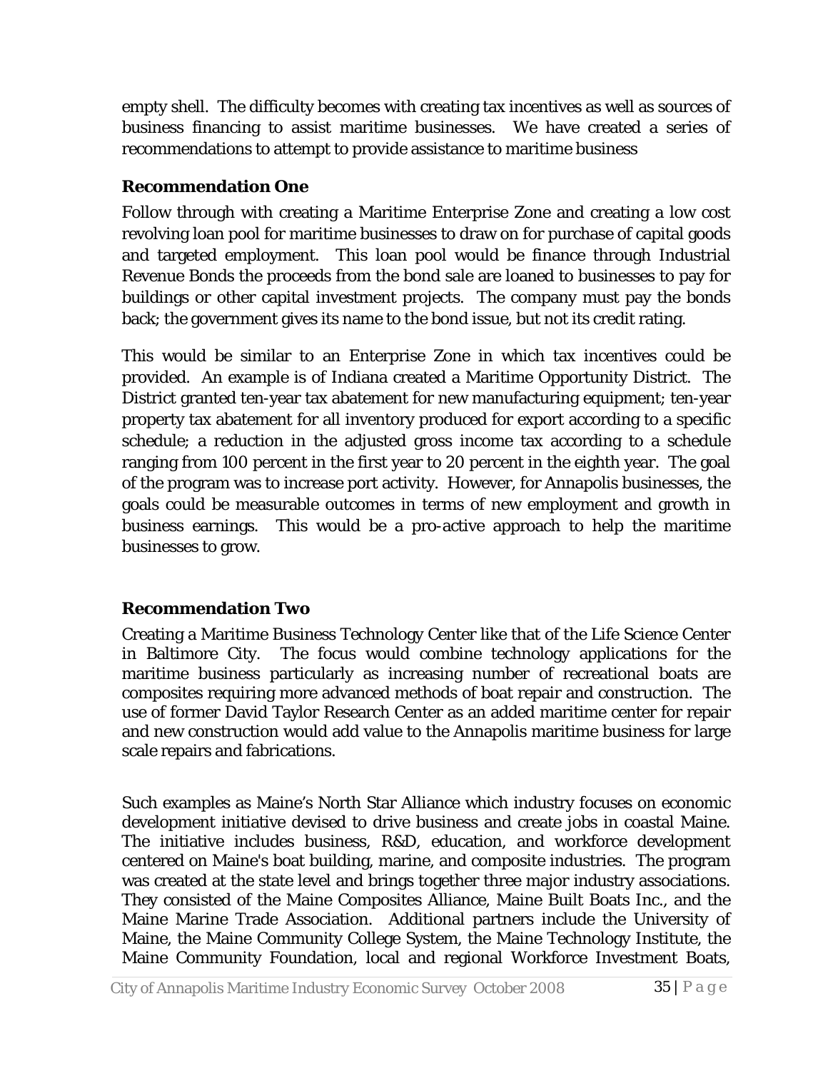empty shell. The difficulty becomes with creating tax incentives as well as sources of business financing to assist maritime businesses. We have created a series of recommendations to attempt to provide assistance to maritime business

**Recommendation One**

Follow through with creating a Maritime Enterprise Zone and creating a low cost revolving loan pool for maritime businesses to draw on for purchase of capital goods and targeted employment. This loan pool would be finance through Industrial Revenue Bonds the proceeds from the bond sale are loaned to businesses to pay for buildings or other capital investment projects. The company must pay the bonds back; the government gives its name to the bond issue, but not its credit rating.

This would be similar to an Enterprise Zone in which tax incentives could be provided. An example is of Indiana created a Maritime Opportunity District. The District granted ten-year tax abatement for new manufacturing equipment; ten-year property tax abatement for all inventory produced for export according to a specific schedule; a reduction in the adjusted gross income tax according to a schedule ranging from 100 percent in the first year to 20 percent in the eighth year. The goal of the program was to increase port activity. However, for Annapolis businesses, the goals could be measurable outcomes in terms of new employment and growth in business earnings. This would be a pro-active approach to help the maritime businesses to grow.

**Recommendation Two**

Creating a Maritime Business Technology Center like that of the Life Science Center in Baltimore City. The focus would combine technology applications for the maritime business particularly as increasing number of recreational boats are composites requiring more advanced methods of boat repair and construction. The use of former David Taylor Research Center as an added maritime center for repair and new construction would add value to the Annapolis maritime business for large scale repairs and fabrications.

Such examples as Maine's North Star Alliance which industry focuses on economic development initiative devised to drive business and create jobs in coastal Maine. The initiative includes business, R&D, education, and workforce development centered on Maine's boat building, marine, and composite industries. The program was created at the state level and brings together three major industry associations. They consisted of the Maine Composites Alliance, Maine Built Boats Inc., and the Maine Marine Trade Association. Additional partners include the University of Maine, the Maine Community College System, the Maine Technology Institute, the Maine Community Foundation, local and regional Workforce Investment Boats,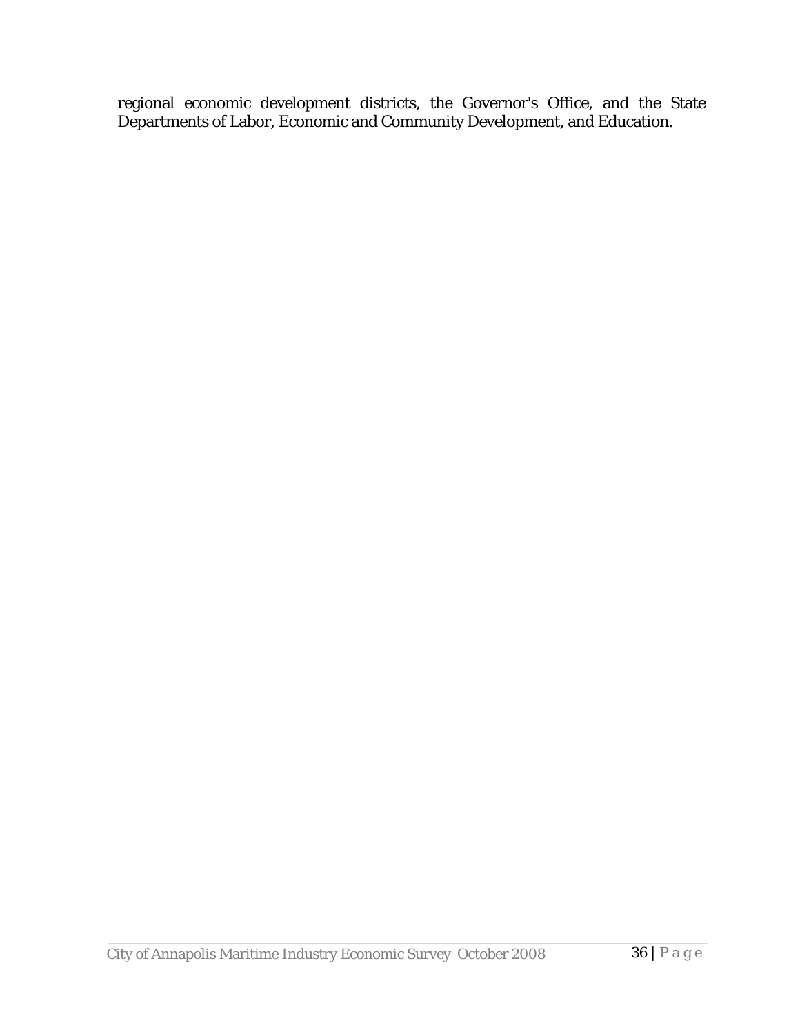regional economic development districts, the Governor's Office, and the State Departments of Labor, Economic and Community Development, and Education.